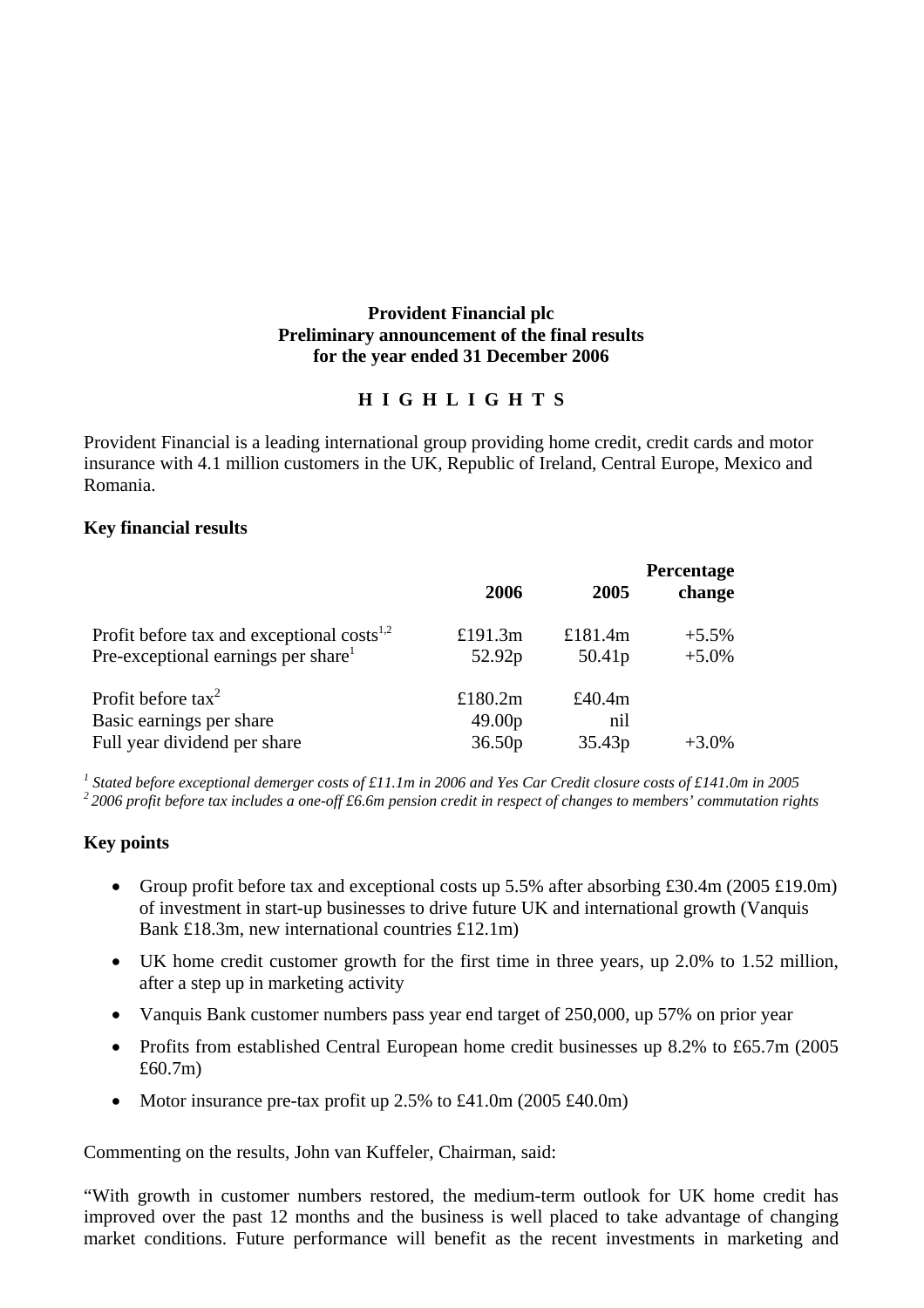**Provident Financial plc**
**Preliminary announcement of the final results**
**for the year ended 31 December 2006**

**H I G H L I G H T S**

Provident Financial is a leading international group providing home credit, credit cards and motor insurance with 4.1 million customers in the UK, Republic of Ireland, Central Europe, Mexico and Romania.

**Key financial results**

| | 2006 | 2005 | Percentage change |
|---|---|---|---|
| Profit before tax and exceptional costs[1,2] | £191.3m | £181.4m | +5.5% |
| Pre-exceptional earnings per share[1] | 52.92p | 50.41p | +5.0% |
| | | | |
| Profit before tax[2] | £180.2m | £40.4m | |
| Basic earnings per share | 49.00p | nil | |
| Full year dividend per share | 36.50p | 35.43p | +3.0% |

*[1] Stated before exceptional demerger costs of £11.1m in 2006 and Yes Car Credit closure costs of £141.0m in 2005*
*[2] 2006 profit before tax includes a one-off £6.6m pension credit in respect of changes to members' commutation rights*

**Key points**

- Group profit before tax and exceptional costs up 5.5% after absorbing £30.4m (2005 £19.0m) of investment in start-up businesses to drive future UK and international growth (Vanquis Bank £18.3m, new international countries £12.1m)
- UK home credit customer growth for the first time in three years, up 2.0% to 1.52 million, after a step up in marketing activity
- Vanquis Bank customer numbers pass year end target of 250,000, up 57% on prior year
- Profits from established Central European home credit businesses up 8.2% to £65.7m (2005 £60.7m)
- Motor insurance pre-tax profit up 2.5% to £41.0m (2005 £40.0m)

Commenting on the results, John van Kuffeler, Chairman, said:

"With growth in customer numbers restored, the medium-term outlook for UK home credit has improved over the past 12 months and the business is well placed to take advantage of changing market conditions. Future performance will benefit as the recent investments in marketing and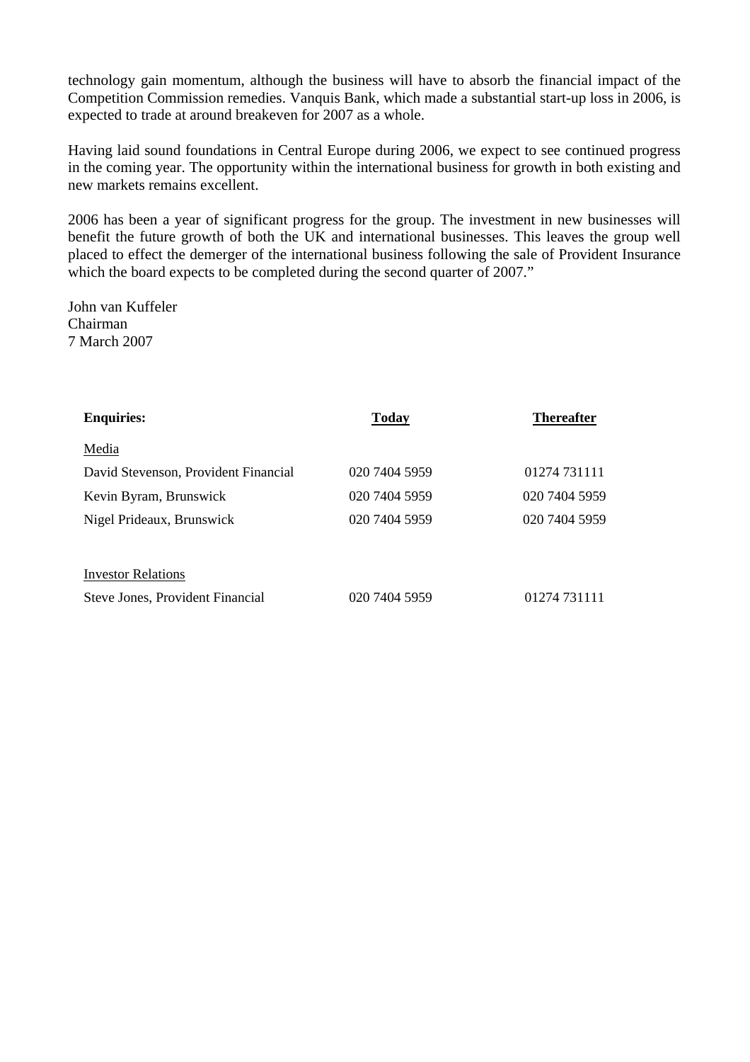technology gain momentum, although the business will have to absorb the financial impact of the Competition Commission remedies. Vanquis Bank, which made a substantial start-up loss in 2006, is expected to trade at around breakeven for 2007 as a whole.

Having laid sound foundations in Central Europe during 2006, we expect to see continued progress in the coming year. The opportunity within the international business for growth in both existing and new markets remains excellent.

2006 has been a year of significant progress for the group. The investment in new businesses will benefit the future growth of both the UK and international businesses. This leaves the group well placed to effect the demerger of the international business following the sale of Provident Insurance which the board expects to be completed during the second quarter of 2007."

John van Kuffeler
Chairman
7 March 2007

| **Enquiries:** | **Today** | **Thereafter** |
|---|---|---|
| Media | | |
| David Stevenson, Provident Financial | 020 7404 5959 | 01274 731111 |
| Kevin Byram, Brunswick | 020 7404 5959 | 020 7404 5959 |
| Nigel Prideaux, Brunswick | 020 7404 5959 | 020 7404 5959 |
| | | |
| Investor Relations | | |
| Steve Jones, Provident Financial | 020 7404 5959 | 01274 731111 |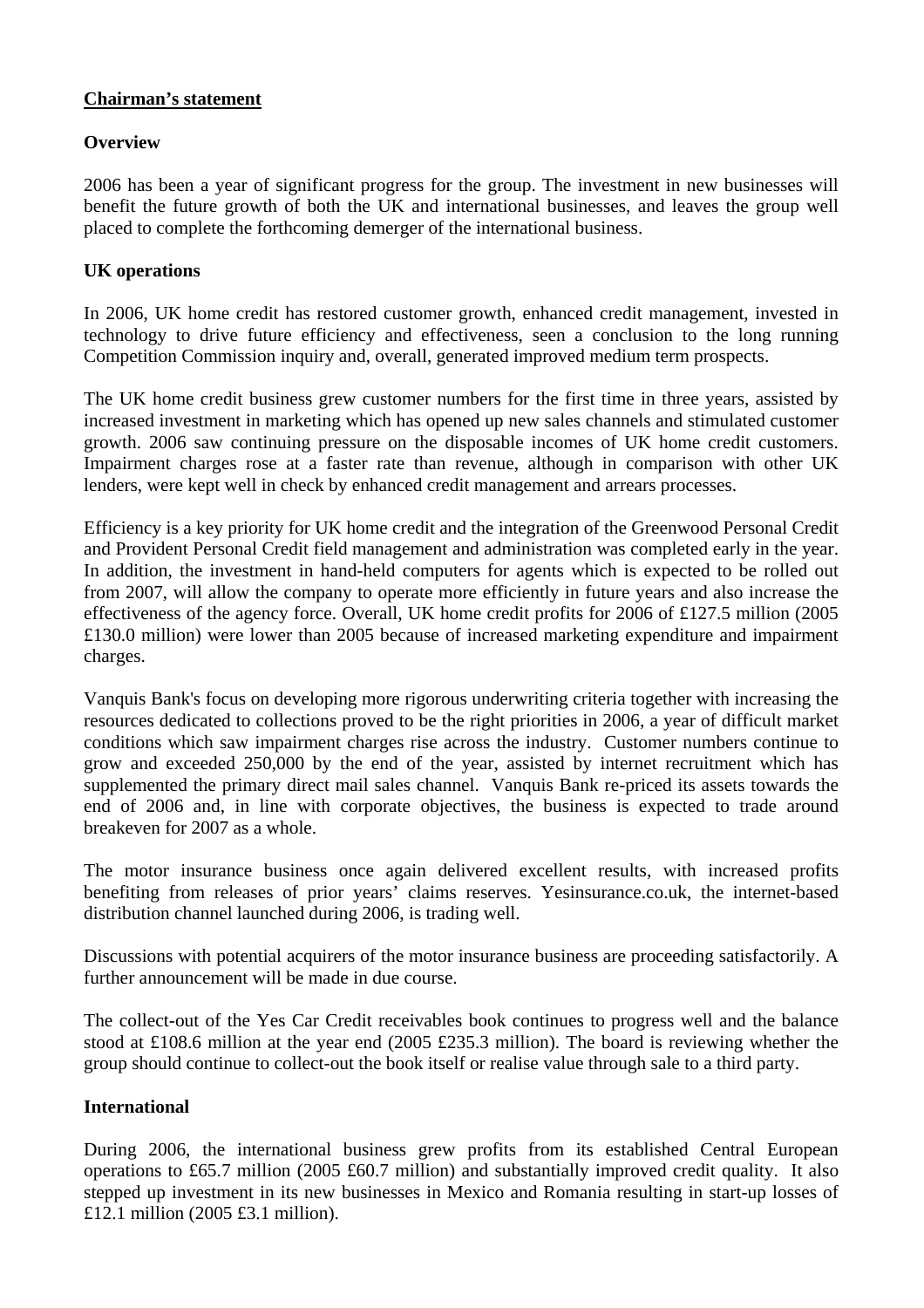## Chairman's statement

### Overview

2006 has been a year of significant progress for the group. The investment in new businesses will benefit the future growth of both the UK and international businesses, and leaves the group well placed to complete the forthcoming demerger of the international business.

### UK operations

In 2006, UK home credit has restored customer growth, enhanced credit management, invested in technology to drive future efficiency and effectiveness, seen a conclusion to the long running Competition Commission inquiry and, overall, generated improved medium term prospects.

The UK home credit business grew customer numbers for the first time in three years, assisted by increased investment in marketing which has opened up new sales channels and stimulated customer growth. 2006 saw continuing pressure on the disposable incomes of UK home credit customers. Impairment charges rose at a faster rate than revenue, although in comparison with other UK lenders, were kept well in check by enhanced credit management and arrears processes.

Efficiency is a key priority for UK home credit and the integration of the Greenwood Personal Credit and Provident Personal Credit field management and administration was completed early in the year. In addition, the investment in hand-held computers for agents which is expected to be rolled out from 2007, will allow the company to operate more efficiently in future years and also increase the effectiveness of the agency force. Overall, UK home credit profits for 2006 of £127.5 million (2005 £130.0 million) were lower than 2005 because of increased marketing expenditure and impairment charges.

Vanquis Bank's focus on developing more rigorous underwriting criteria together with increasing the resources dedicated to collections proved to be the right priorities in 2006, a year of difficult market conditions which saw impairment charges rise across the industry. Customer numbers continue to grow and exceeded 250,000 by the end of the year, assisted by internet recruitment which has supplemented the primary direct mail sales channel. Vanquis Bank re-priced its assets towards the end of 2006 and, in line with corporate objectives, the business is expected to trade around breakeven for 2007 as a whole.

The motor insurance business once again delivered excellent results, with increased profits benefiting from releases of prior years' claims reserves. Yesinsurance.co.uk, the internet-based distribution channel launched during 2006, is trading well.

Discussions with potential acquirers of the motor insurance business are proceeding satisfactorily. A further announcement will be made in due course.

The collect-out of the Yes Car Credit receivables book continues to progress well and the balance stood at £108.6 million at the year end (2005 £235.3 million). The board is reviewing whether the group should continue to collect-out the book itself or realise value through sale to a third party.

### International

During 2006, the international business grew profits from its established Central European operations to £65.7 million (2005 £60.7 million) and substantially improved credit quality. It also stepped up investment in its new businesses in Mexico and Romania resulting in start-up losses of £12.1 million (2005 £3.1 million).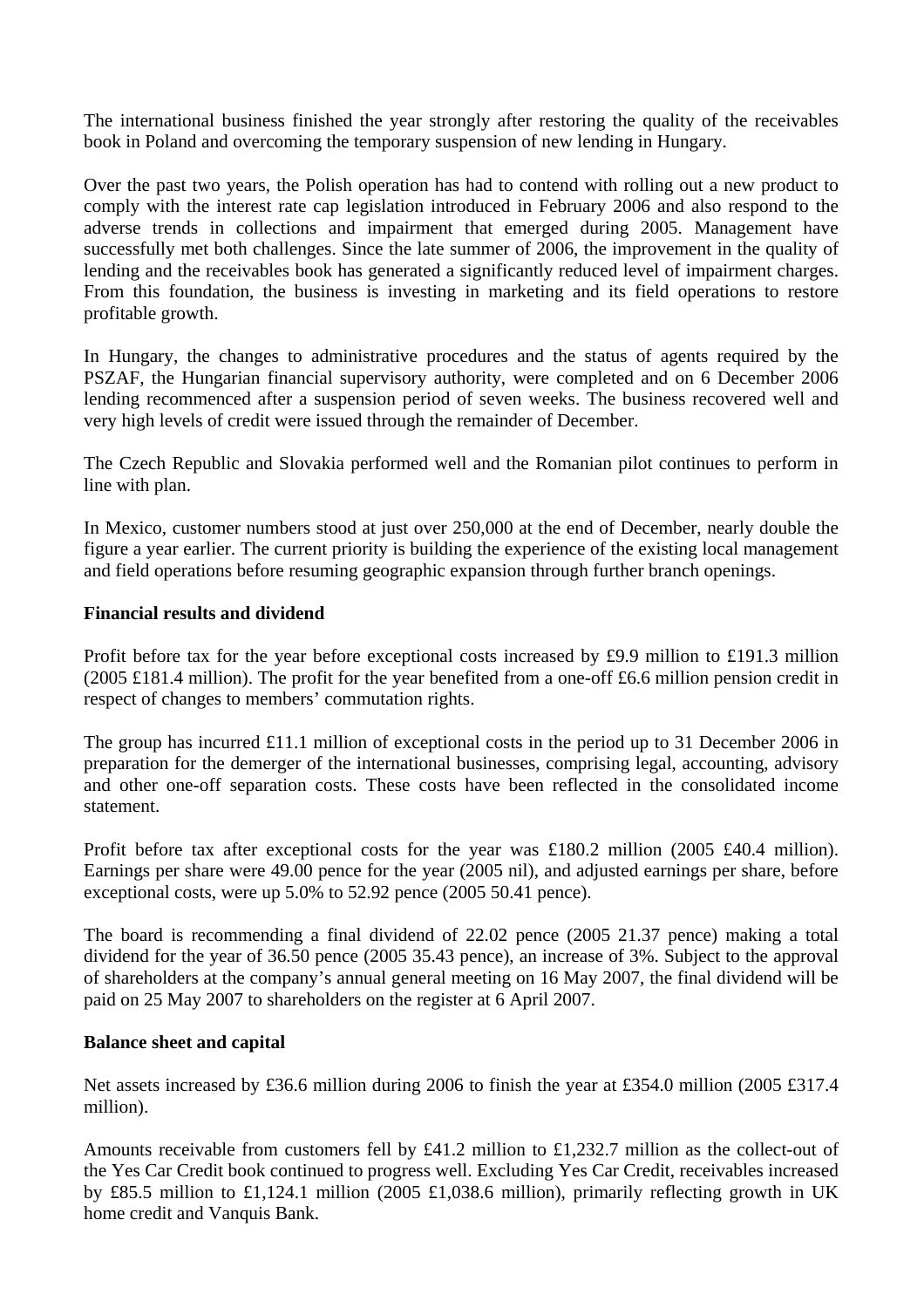The international business finished the year strongly after restoring the quality of the receivables book in Poland and overcoming the temporary suspension of new lending in Hungary.

Over the past two years, the Polish operation has had to contend with rolling out a new product to comply with the interest rate cap legislation introduced in February 2006 and also respond to the adverse trends in collections and impairment that emerged during 2005. Management have successfully met both challenges. Since the late summer of 2006, the improvement in the quality of lending and the receivables book has generated a significantly reduced level of impairment charges. From this foundation, the business is investing in marketing and its field operations to restore profitable growth.

In Hungary, the changes to administrative procedures and the status of agents required by the PSZAF, the Hungarian financial supervisory authority, were completed and on 6 December 2006 lending recommenced after a suspension period of seven weeks. The business recovered well and very high levels of credit were issued through the remainder of December.

The Czech Republic and Slovakia performed well and the Romanian pilot continues to perform in line with plan.

In Mexico, customer numbers stood at just over 250,000 at the end of December, nearly double the figure a year earlier. The current priority is building the experience of the existing local management and field operations before resuming geographic expansion through further branch openings.

**Financial results and dividend**

Profit before tax for the year before exceptional costs increased by £9.9 million to £191.3 million (2005 £181.4 million). The profit for the year benefited from a one-off £6.6 million pension credit in respect of changes to members' commutation rights.

The group has incurred £11.1 million of exceptional costs in the period up to 31 December 2006 in preparation for the demerger of the international businesses, comprising legal, accounting, advisory and other one-off separation costs. These costs have been reflected in the consolidated income statement.

Profit before tax after exceptional costs for the year was £180.2 million (2005 £40.4 million). Earnings per share were 49.00 pence for the year (2005 nil), and adjusted earnings per share, before exceptional costs, were up 5.0% to 52.92 pence (2005 50.41 pence).

The board is recommending a final dividend of 22.02 pence (2005 21.37 pence) making a total dividend for the year of 36.50 pence (2005 35.43 pence), an increase of 3%. Subject to the approval of shareholders at the company's annual general meeting on 16 May 2007, the final dividend will be paid on 25 May 2007 to shareholders on the register at 6 April 2007.

**Balance sheet and capital**

Net assets increased by £36.6 million during 2006 to finish the year at £354.0 million (2005 £317.4 million).

Amounts receivable from customers fell by £41.2 million to £1,232.7 million as the collect-out of the Yes Car Credit book continued to progress well. Excluding Yes Car Credit, receivables increased by £85.5 million to £1,124.1 million (2005 £1,038.6 million), primarily reflecting growth in UK home credit and Vanquis Bank.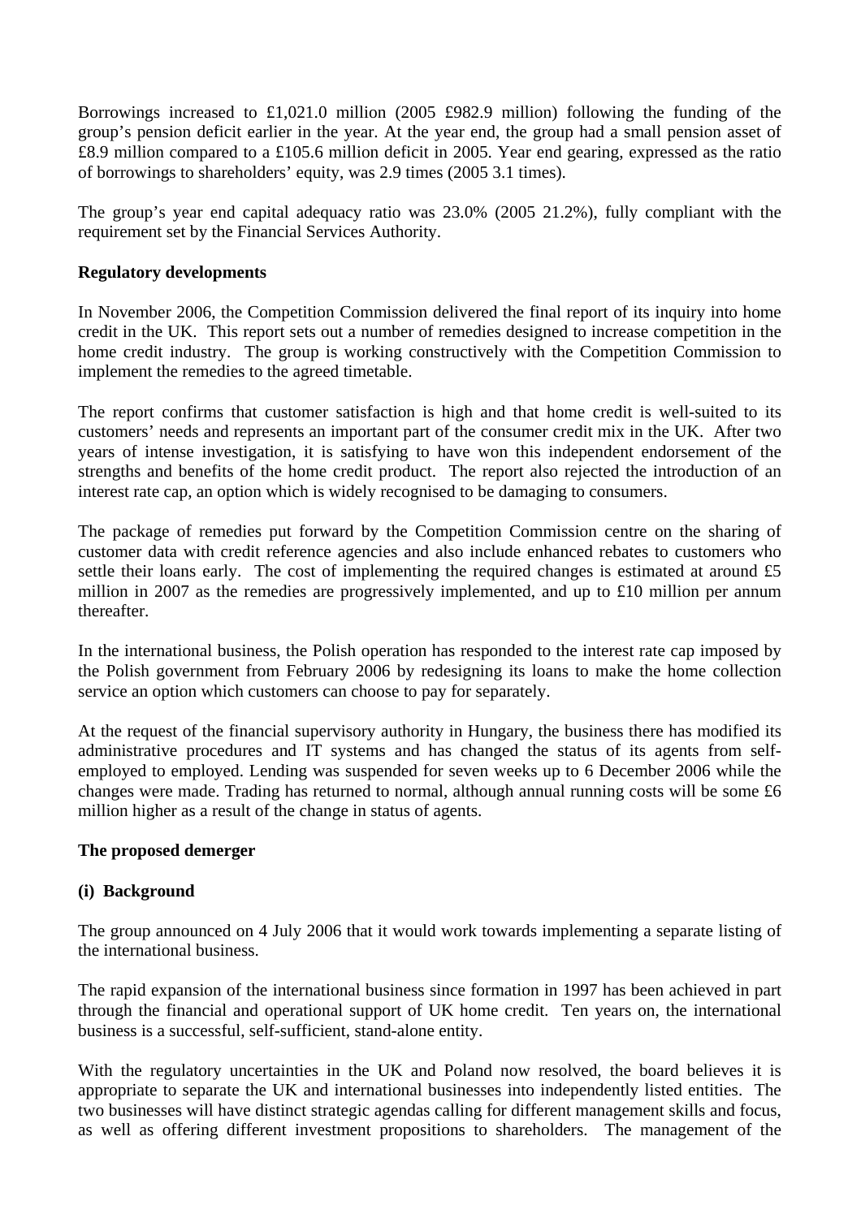Borrowings increased to £1,021.0 million (2005 £982.9 million) following the funding of the group's pension deficit earlier in the year. At the year end, the group had a small pension asset of £8.9 million compared to a £105.6 million deficit in 2005. Year end gearing, expressed as the ratio of borrowings to shareholders' equity, was 2.9 times (2005 3.1 times).

The group's year end capital adequacy ratio was 23.0% (2005 21.2%), fully compliant with the requirement set by the Financial Services Authority.

**Regulatory developments**

In November 2006, the Competition Commission delivered the final report of its inquiry into home credit in the UK. This report sets out a number of remedies designed to increase competition in the home credit industry. The group is working constructively with the Competition Commission to implement the remedies to the agreed timetable.

The report confirms that customer satisfaction is high and that home credit is well-suited to its customers' needs and represents an important part of the consumer credit mix in the UK. After two years of intense investigation, it is satisfying to have won this independent endorsement of the strengths and benefits of the home credit product. The report also rejected the introduction of an interest rate cap, an option which is widely recognised to be damaging to consumers.

The package of remedies put forward by the Competition Commission centre on the sharing of customer data with credit reference agencies and also include enhanced rebates to customers who settle their loans early. The cost of implementing the required changes is estimated at around £5 million in 2007 as the remedies are progressively implemented, and up to £10 million per annum thereafter.

In the international business, the Polish operation has responded to the interest rate cap imposed by the Polish government from February 2006 by redesigning its loans to make the home collection service an option which customers can choose to pay for separately.

At the request of the financial supervisory authority in Hungary, the business there has modified its administrative procedures and IT systems and has changed the status of its agents from self-employed to employed. Lending was suspended for seven weeks up to 6 December 2006 while the changes were made. Trading has returned to normal, although annual running costs will be some £6 million higher as a result of the change in status of agents.

**The proposed demerger**

**(i) Background**

The group announced on 4 July 2006 that it would work towards implementing a separate listing of the international business.

The rapid expansion of the international business since formation in 1997 has been achieved in part through the financial and operational support of UK home credit. Ten years on, the international business is a successful, self-sufficient, stand-alone entity.

With the regulatory uncertainties in the UK and Poland now resolved, the board believes it is appropriate to separate the UK and international businesses into independently listed entities. The two businesses will have distinct strategic agendas calling for different management skills and focus, as well as offering different investment propositions to shareholders. The management of the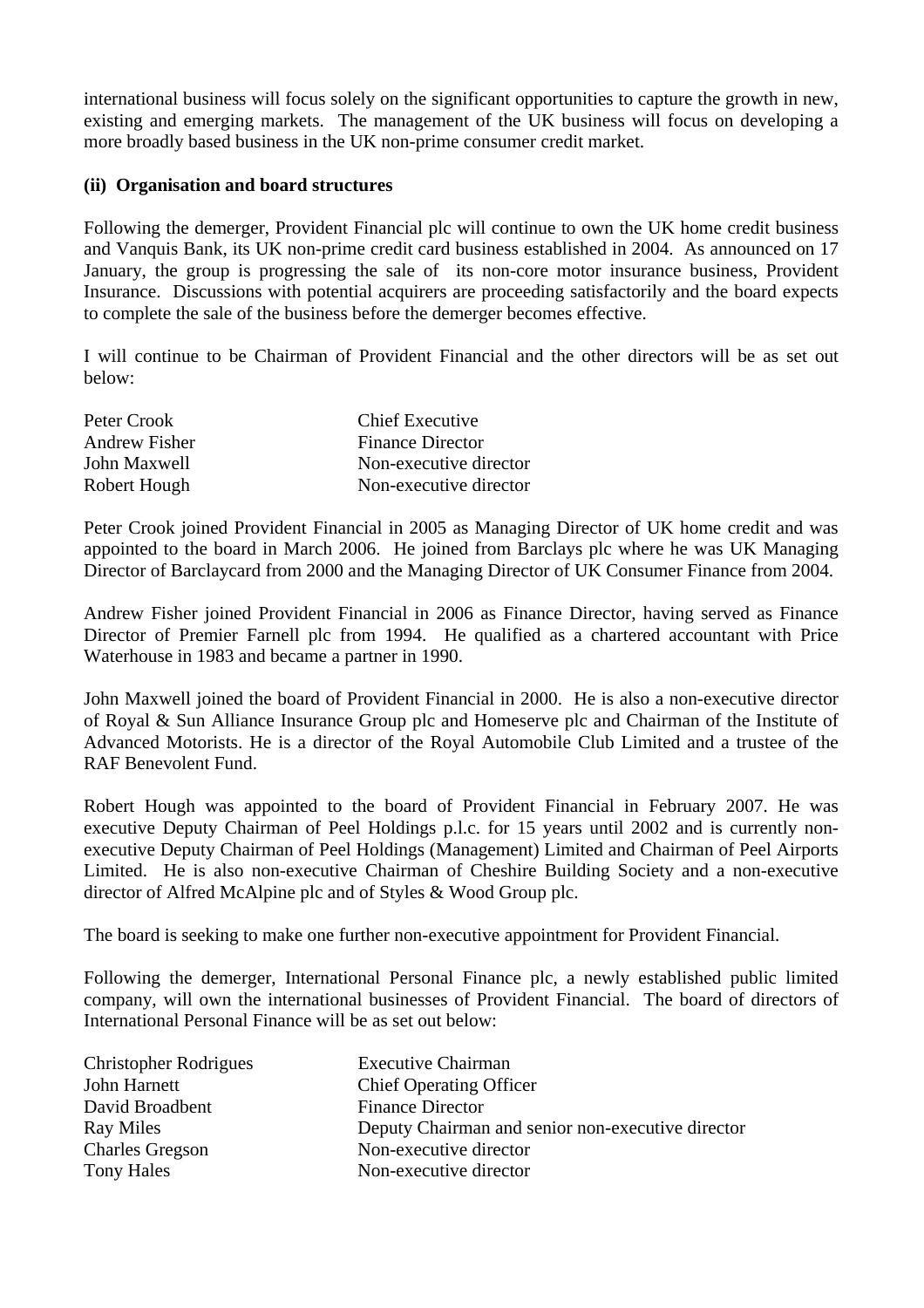international business will focus solely on the significant opportunities to capture the growth in new, existing and emerging markets. The management of the UK business will focus on developing a more broadly based business in the UK non-prime consumer credit market.

**(ii) Organisation and board structures**

Following the demerger, Provident Financial plc will continue to own the UK home credit business and Vanquis Bank, its UK non-prime credit card business established in 2004. As announced on 17 January, the group is progressing the sale of its non-core motor insurance business, Provident Insurance. Discussions with potential acquirers are proceeding satisfactorily and the board expects to complete the sale of the business before the demerger becomes effective.

I will continue to be Chairman of Provident Financial and the other directors will be as set out below:

| | |
|---|---|
| Peter Crook | Chief Executive |
| Andrew Fisher | Finance Director |
| John Maxwell | Non-executive director |
| Robert Hough | Non-executive director |

Peter Crook joined Provident Financial in 2005 as Managing Director of UK home credit and was appointed to the board in March 2006. He joined from Barclays plc where he was UK Managing Director of Barclaycard from 2000 and the Managing Director of UK Consumer Finance from 2004.

Andrew Fisher joined Provident Financial in 2006 as Finance Director, having served as Finance Director of Premier Farnell plc from 1994. He qualified as a chartered accountant with Price Waterhouse in 1983 and became a partner in 1990.

John Maxwell joined the board of Provident Financial in 2000. He is also a non-executive director of Royal & Sun Alliance Insurance Group plc and Homeserve plc and Chairman of the Institute of Advanced Motorists. He is a director of the Royal Automobile Club Limited and a trustee of the RAF Benevolent Fund.

Robert Hough was appointed to the board of Provident Financial in February 2007. He was executive Deputy Chairman of Peel Holdings p.l.c. for 15 years until 2002 and is currently non-executive Deputy Chairman of Peel Holdings (Management) Limited and Chairman of Peel Airports Limited. He is also non-executive Chairman of Cheshire Building Society and a non-executive director of Alfred McAlpine plc and of Styles & Wood Group plc.

The board is seeking to make one further non-executive appointment for Provident Financial.

Following the demerger, International Personal Finance plc, a newly established public limited company, will own the international businesses of Provident Financial. The board of directors of International Personal Finance will be as set out below:

| | |
|---|---|
| Christopher Rodrigues | Executive Chairman |
| John Harnett | Chief Operating Officer |
| David Broadbent | Finance Director |
| Ray Miles | Deputy Chairman and senior non-executive director |
| Charles Gregson | Non-executive director |
| Tony Hales | Non-executive director |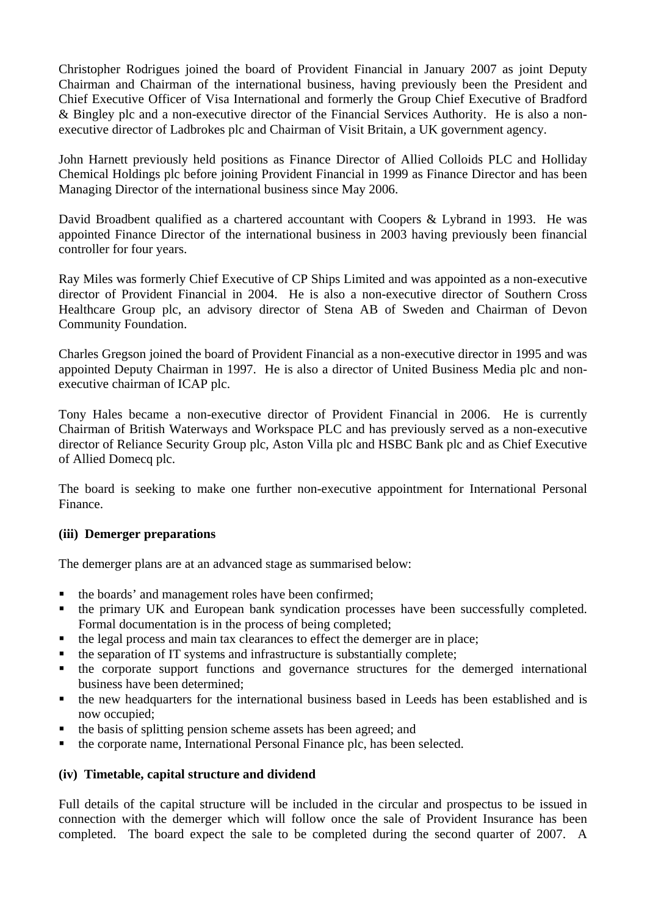Christopher Rodrigues joined the board of Provident Financial in January 2007 as joint Deputy Chairman and Chairman of the international business, having previously been the President and Chief Executive Officer of Visa International and formerly the Group Chief Executive of Bradford & Bingley plc and a non-executive director of the Financial Services Authority. He is also a non-executive director of Ladbrokes plc and Chairman of Visit Britain, a UK government agency.

John Harnett previously held positions as Finance Director of Allied Colloids PLC and Holliday Chemical Holdings plc before joining Provident Financial in 1999 as Finance Director and has been Managing Director of the international business since May 2006.

David Broadbent qualified as a chartered accountant with Coopers & Lybrand in 1993. He was appointed Finance Director of the international business in 2003 having previously been financial controller for four years.

Ray Miles was formerly Chief Executive of CP Ships Limited and was appointed as a non-executive director of Provident Financial in 2004. He is also a non-executive director of Southern Cross Healthcare Group plc, an advisory director of Stena AB of Sweden and Chairman of Devon Community Foundation.

Charles Gregson joined the board of Provident Financial as a non-executive director in 1995 and was appointed Deputy Chairman in 1997. He is also a director of United Business Media plc and non-executive chairman of ICAP plc.

Tony Hales became a non-executive director of Provident Financial in 2006. He is currently Chairman of British Waterways and Workspace PLC and has previously served as a non-executive director of Reliance Security Group plc, Aston Villa plc and HSBC Bank plc and as Chief Executive of Allied Domecq plc.

The board is seeking to make one further non-executive appointment for International Personal Finance.

**(iii) Demerger preparations**

The demerger plans are at an advanced stage as summarised below:

- the boards' and management roles have been confirmed;
- the primary UK and European bank syndication processes have been successfully completed. Formal documentation is in the process of being completed;
- the legal process and main tax clearances to effect the demerger are in place;
- the separation of IT systems and infrastructure is substantially complete;
- the corporate support functions and governance structures for the demerged international business have been determined;
- the new headquarters for the international business based in Leeds has been established and is now occupied;
- the basis of splitting pension scheme assets has been agreed; and
- the corporate name, International Personal Finance plc, has been selected.

**(iv) Timetable, capital structure and dividend**

Full details of the capital structure will be included in the circular and prospectus to be issued in connection with the demerger which will follow once the sale of Provident Insurance has been completed. The board expect the sale to be completed during the second quarter of 2007. A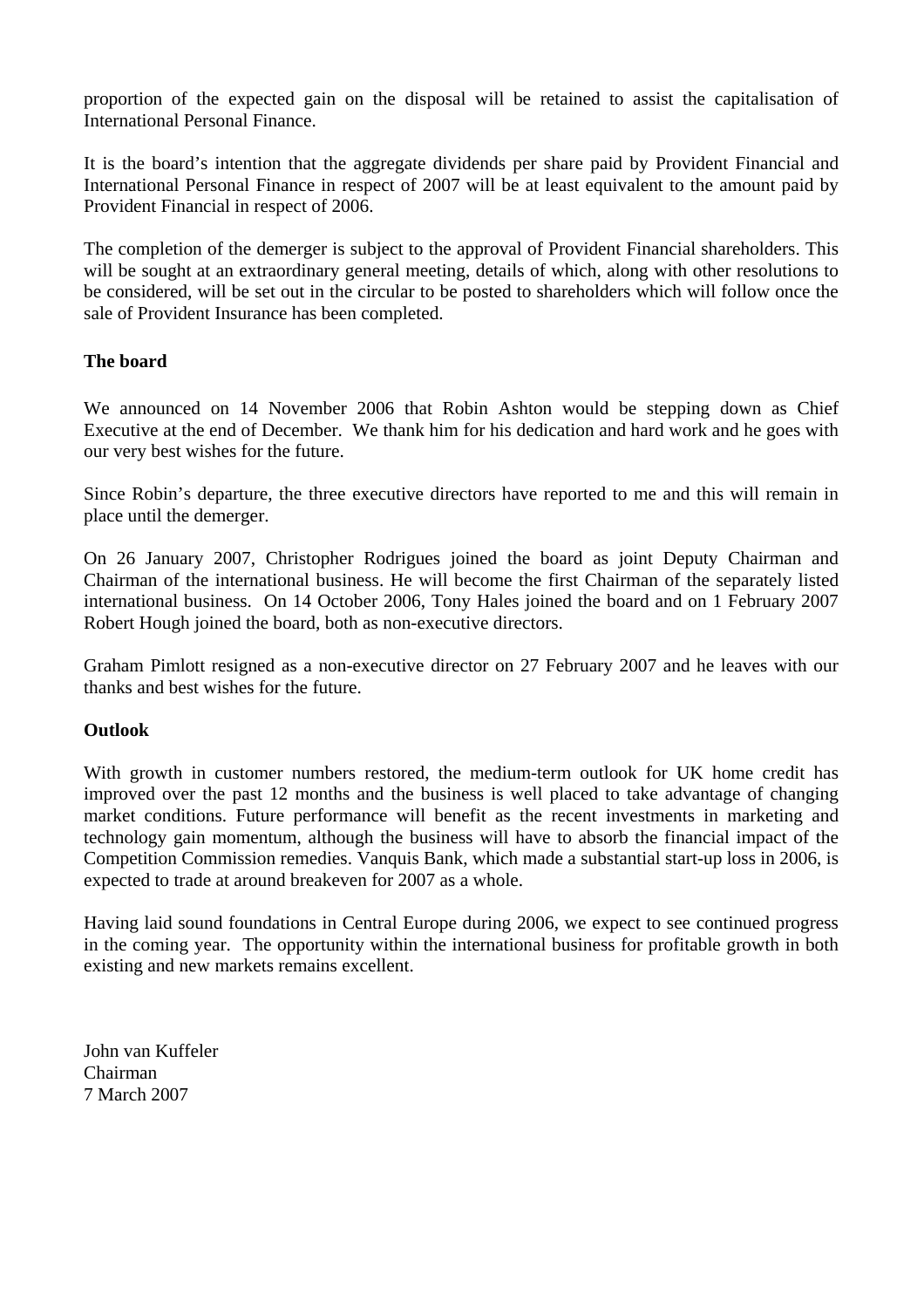proportion of the expected gain on the disposal will be retained to assist the capitalisation of International Personal Finance.

It is the board's intention that the aggregate dividends per share paid by Provident Financial and International Personal Finance in respect of 2007 will be at least equivalent to the amount paid by Provident Financial in respect of 2006.

The completion of the demerger is subject to the approval of Provident Financial shareholders. This will be sought at an extraordinary general meeting, details of which, along with other resolutions to be considered, will be set out in the circular to be posted to shareholders which will follow once the sale of Provident Insurance has been completed.

**The board**

We announced on 14 November 2006 that Robin Ashton would be stepping down as Chief Executive at the end of December. We thank him for his dedication and hard work and he goes with our very best wishes for the future.

Since Robin's departure, the three executive directors have reported to me and this will remain in place until the demerger.

On 26 January 2007, Christopher Rodrigues joined the board as joint Deputy Chairman and Chairman of the international business. He will become the first Chairman of the separately listed international business. On 14 October 2006, Tony Hales joined the board and on 1 February 2007 Robert Hough joined the board, both as non-executive directors.

Graham Pimlott resigned as a non-executive director on 27 February 2007 and he leaves with our thanks and best wishes for the future.

**Outlook**

With growth in customer numbers restored, the medium-term outlook for UK home credit has improved over the past 12 months and the business is well placed to take advantage of changing market conditions. Future performance will benefit as the recent investments in marketing and technology gain momentum, although the business will have to absorb the financial impact of the Competition Commission remedies. Vanquis Bank, which made a substantial start-up loss in 2006, is expected to trade at around breakeven for 2007 as a whole.

Having laid sound foundations in Central Europe during 2006, we expect to see continued progress in the coming year. The opportunity within the international business for profitable growth in both existing and new markets remains excellent.

John van Kuffeler  
Chairman  
7 March 2007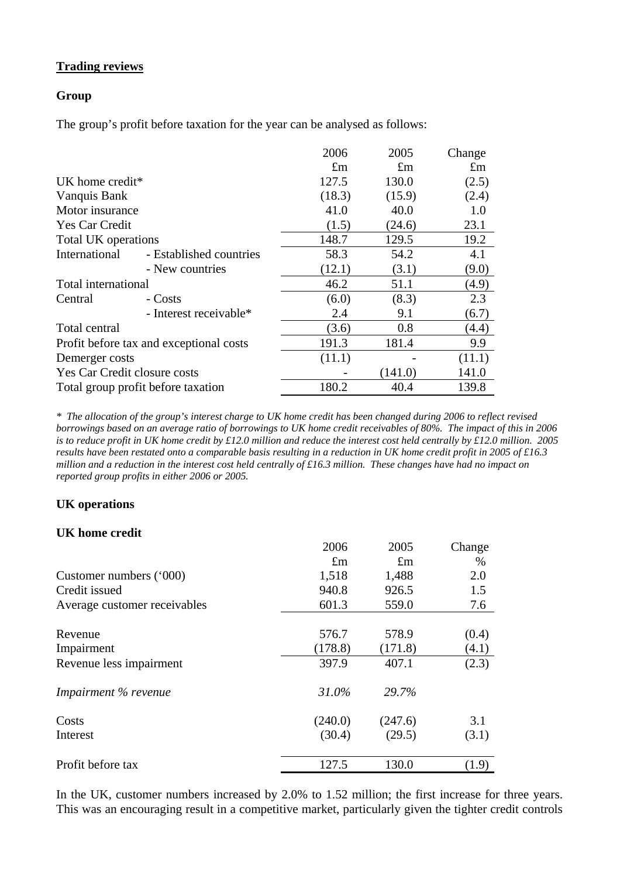## Trading reviews

### Group

The group's profit before taxation for the year can be analysed as follows:

| | | 2006 | 2005 | Change |
|---|---|---|---|---|
| | | £m | £m | £m |
| UK home credit* | | 127.5 | 130.0 | (2.5) |
| Vanquis Bank | | (18.3) | (15.9) | (2.4) |
| Motor insurance | | 41.0 | 40.0 | 1.0 |
| Yes Car Credit | | (1.5) | (24.6) | 23.1 |
| Total UK operations | | 148.7 | 129.5 | 19.2 |
| International | - Established countries | 58.3 | 54.2 | 4.1 |
| | - New countries | (12.1) | (3.1) | (9.0) |
| Total international | | 46.2 | 51.1 | (4.9) |
| Central | - Costs | (6.0) | (8.3) | 2.3 |
| | - Interest receivable* | 2.4 | 9.1 | (6.7) |
| Total central | | (3.6) | 0.8 | (4.4) |
| Profit before tax and exceptional costs | | 191.3 | 181.4 | 9.9 |
| Demerger costs | | (11.1) | - | (11.1) |
| Yes Car Credit closure costs | | - | (141.0) | 141.0 |
| Total group profit before taxation | | 180.2 | 40.4 | 139.8 |

*\* The allocation of the group's interest charge to UK home credit has been changed during 2006 to reflect revised borrowings based on an average ratio of borrowings to UK home credit receivables of 80%. The impact of this in 2006 is to reduce profit in UK home credit by £12.0 million and reduce the interest cost held centrally by £12.0 million. 2005 results have been restated onto a comparable basis resulting in a reduction in UK home credit profit in 2005 of £16.3 million and a reduction in the interest cost held centrally of £16.3 million. These changes have had no impact on reported group profits in either 2006 or 2005.*

### UK operations

#### UK home credit

| | 2006 | 2005 | Change |
|---|---|---|---|
| | £m | £m | % |
| Customer numbers ('000) | 1,518 | 1,488 | 2.0 |
| Credit issued | 940.8 | 926.5 | 1.5 |
| Average customer receivables | 601.3 | 559.0 | 7.6 |
| Revenue | 576.7 | 578.9 | (0.4) |
| Impairment | (178.8) | (171.8) | (4.1) |
| Revenue less impairment | 397.9 | 407.1 | (2.3) |
| *Impairment % revenue* | *31.0%* | *29.7%* | |
| Costs | (240.0) | (247.6) | 3.1 |
| Interest | (30.4) | (29.5) | (3.1) |
| Profit before tax | 127.5 | 130.0 | (1.9) |

In the UK, customer numbers increased by 2.0% to 1.52 million; the first increase for three years. This was an encouraging result in a competitive market, particularly given the tighter credit controls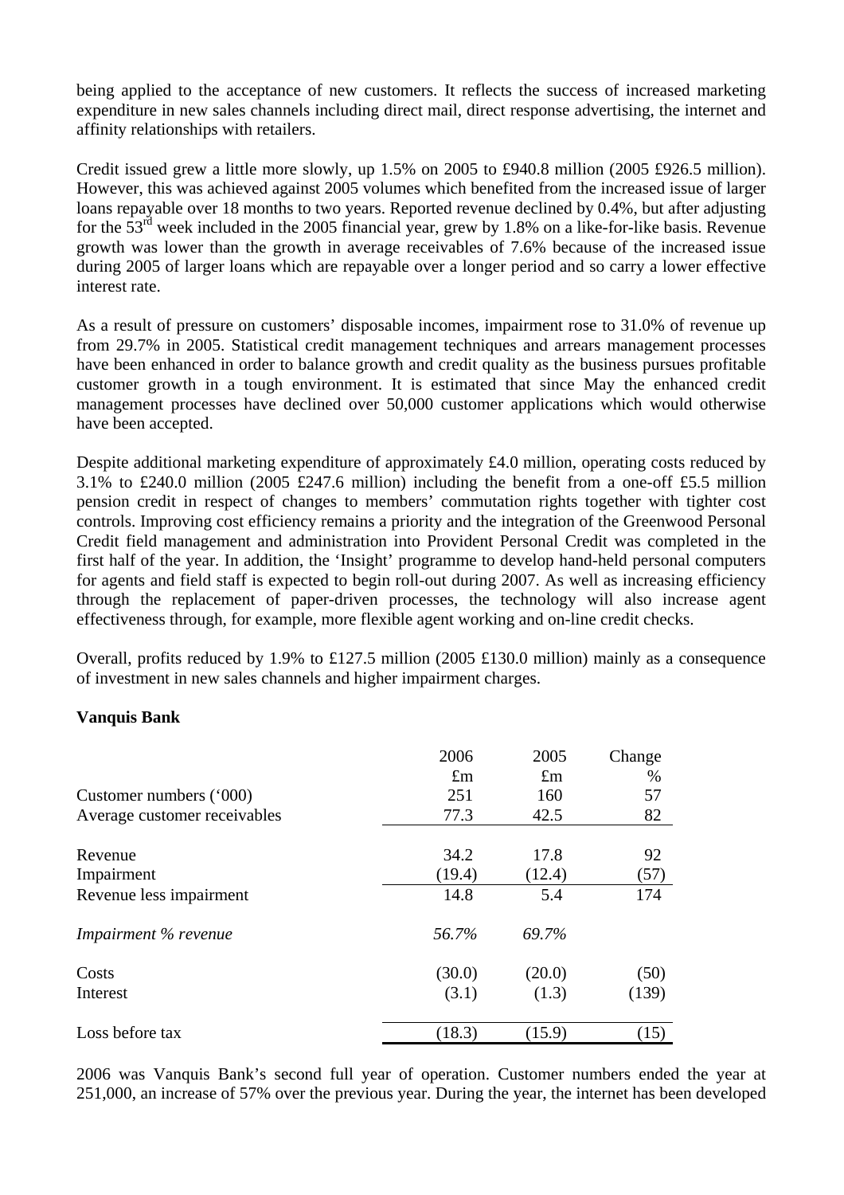being applied to the acceptance of new customers. It reflects the success of increased marketing expenditure in new sales channels including direct mail, direct response advertising, the internet and affinity relationships with retailers.

Credit issued grew a little more slowly, up 1.5% on 2005 to £940.8 million (2005 £926.5 million). However, this was achieved against 2005 volumes which benefited from the increased issue of larger loans repayable over 18 months to two years. Reported revenue declined by 0.4%, but after adjusting for the 53rd week included in the 2005 financial year, grew by 1.8% on a like-for-like basis. Revenue growth was lower than the growth in average receivables of 7.6% because of the increased issue during 2005 of larger loans which are repayable over a longer period and so carry a lower effective interest rate.

As a result of pressure on customers' disposable incomes, impairment rose to 31.0% of revenue up from 29.7% in 2005. Statistical credit management techniques and arrears management processes have been enhanced in order to balance growth and credit quality as the business pursues profitable customer growth in a tough environment. It is estimated that since May the enhanced credit management processes have declined over 50,000 customer applications which would otherwise have been accepted.

Despite additional marketing expenditure of approximately £4.0 million, operating costs reduced by 3.1% to £240.0 million (2005 £247.6 million) including the benefit from a one-off £5.5 million pension credit in respect of changes to members' commutation rights together with tighter cost controls. Improving cost efficiency remains a priority and the integration of the Greenwood Personal Credit field management and administration into Provident Personal Credit was completed in the first half of the year. In addition, the 'Insight' programme to develop hand-held personal computers for agents and field staff is expected to begin roll-out during 2007. As well as increasing efficiency through the replacement of paper-driven processes, the technology will also increase agent effectiveness through, for example, more flexible agent working and on-line credit checks.

Overall, profits reduced by 1.9% to £127.5 million (2005 £130.0 million) mainly as a consequence of investment in new sales channels and higher impairment charges.

**Vanquis Bank**

| | 2006 £m | 2005 £m | Change % |
|---|---|---|---|
| Customer numbers ('000) | 251 | 160 | 57 |
| Average customer receivables | 77.3 | 42.5 | 82 |
| Revenue | 34.2 | 17.8 | 92 |
| Impairment | (19.4) | (12.4) | (57) |
| Revenue less impairment | 14.8 | 5.4 | 174 |
| *Impairment % revenue* | *56.7%* | *69.7%* | |
| Costs | (30.0) | (20.0) | (50) |
| Interest | (3.1) | (1.3) | (139) |
| Loss before tax | (18.3) | (15.9) | (15) |

2006 was Vanquis Bank's second full year of operation. Customer numbers ended the year at 251,000, an increase of 57% over the previous year. During the year, the internet has been developed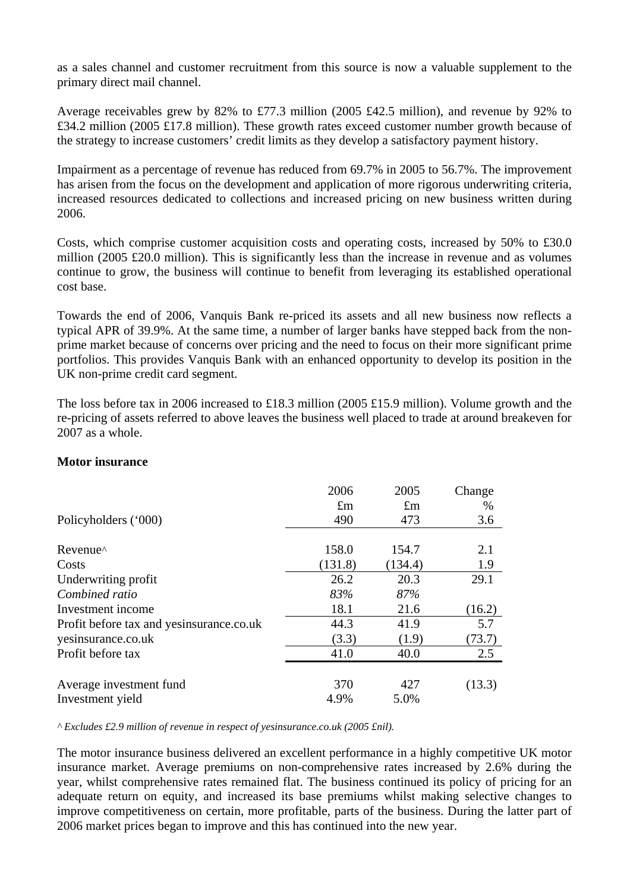as a sales channel and customer recruitment from this source is now a valuable supplement to the primary direct mail channel.

Average receivables grew by 82% to £77.3 million (2005 £42.5 million), and revenue by 92% to £34.2 million (2005 £17.8 million). These growth rates exceed customer number growth because of the strategy to increase customers' credit limits as they develop a satisfactory payment history.

Impairment as a percentage of revenue has reduced from 69.7% in 2005 to 56.7%. The improvement has arisen from the focus on the development and application of more rigorous underwriting criteria, increased resources dedicated to collections and increased pricing on new business written during 2006.

Costs, which comprise customer acquisition costs and operating costs, increased by 50% to £30.0 million (2005 £20.0 million). This is significantly less than the increase in revenue and as volumes continue to grow, the business will continue to benefit from leveraging its established operational cost base.

Towards the end of 2006, Vanquis Bank re-priced its assets and all new business now reflects a typical APR of 39.9%. At the same time, a number of larger banks have stepped back from the non-prime market because of concerns over pricing and the need to focus on their more significant prime portfolios. This provides Vanquis Bank with an enhanced opportunity to develop its position in the UK non-prime credit card segment.

The loss before tax in 2006 increased to £18.3 million (2005 £15.9 million). Volume growth and the re-pricing of assets referred to above leaves the business well placed to trade at around breakeven for 2007 as a whole.

**Motor insurance**

| | 2006 £m | 2005 £m | Change % |
|---|---|---|---|
| Policyholders ('000) | 490 | 473 | 3.6 |
| Revenue^ | 158.0 | 154.7 | 2.1 |
| Costs | (131.8) | (134.4) | 1.9 |
| Underwriting profit | 26.2 | 20.3 | 29.1 |
| *Combined ratio* | *83%* | *87%* | |
| Investment income | 18.1 | 21.6 | (16.2) |
| Profit before tax and yesinsurance.co.uk | 44.3 | 41.9 | 5.7 |
| yesinsurance.co.uk | (3.3) | (1.9) | (73.7) |
| Profit before tax | 41.0 | 40.0 | 2.5 |
| Average investment fund | 370 | 427 | (13.3) |
| Investment yield | 4.9% | 5.0% | |

*^ Excludes £2.9 million of revenue in respect of yesinsurance.co.uk (2005 £nil).*

The motor insurance business delivered an excellent performance in a highly competitive UK motor insurance market. Average premiums on non-comprehensive rates increased by 2.6% during the year, whilst comprehensive rates remained flat. The business continued its policy of pricing for an adequate return on equity, and increased its base premiums whilst making selective changes to improve competitiveness on certain, more profitable, parts of the business. During the latter part of 2006 market prices began to improve and this has continued into the new year.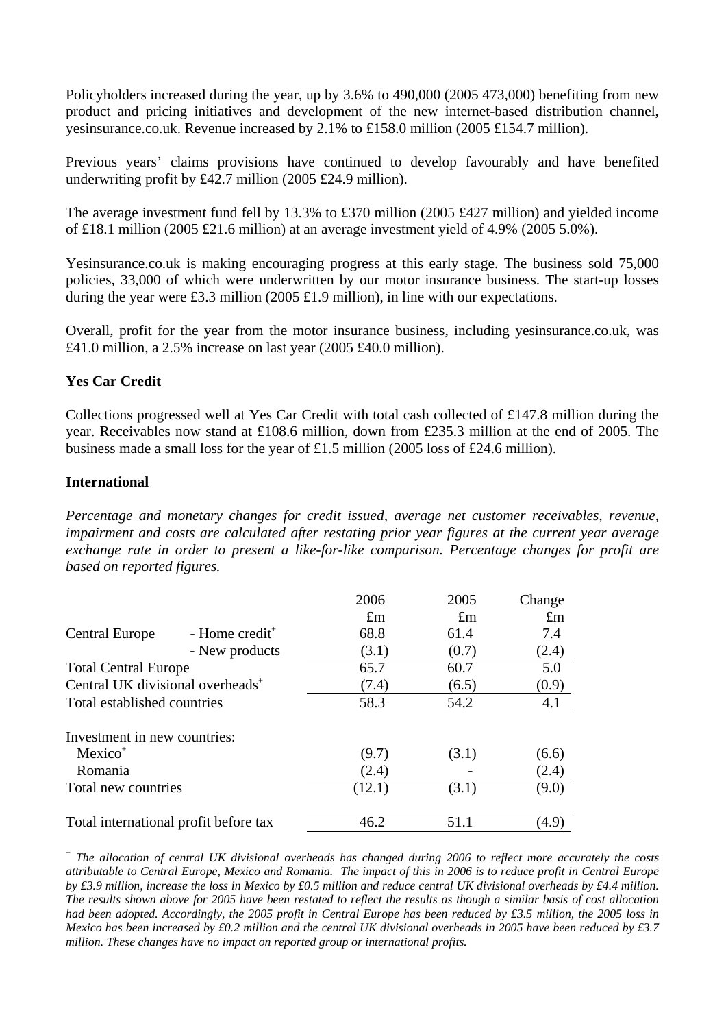Policyholders increased during the year, up by 3.6% to 490,000 (2005 473,000) benefiting from new product and pricing initiatives and development of the new internet-based distribution channel, yesinsurance.co.uk. Revenue increased by 2.1% to £158.0 million (2005 £154.7 million).

Previous years' claims provisions have continued to develop favourably and have benefited underwriting profit by £42.7 million (2005 £24.9 million).

The average investment fund fell by 13.3% to £370 million (2005 £427 million) and yielded income of £18.1 million (2005 £21.6 million) at an average investment yield of 4.9% (2005 5.0%).

Yesinsurance.co.uk is making encouraging progress at this early stage. The business sold 75,000 policies, 33,000 of which were underwritten by our motor insurance business. The start-up losses during the year were £3.3 million (2005 £1.9 million), in line with our expectations.

Overall, profit for the year from the motor insurance business, including yesinsurance.co.uk, was £41.0 million, a 2.5% increase on last year (2005 £40.0 million).

**Yes Car Credit**

Collections progressed well at Yes Car Credit with total cash collected of £147.8 million during the year. Receivables now stand at £108.6 million, down from £235.3 million at the end of 2005. The business made a small loss for the year of £1.5 million (2005 loss of £24.6 million).

**International**

*Percentage and monetary changes for credit issued, average net customer receivables, revenue, impairment and costs are calculated after restating prior year figures at the current year average exchange rate in order to present a like-for-like comparison. Percentage changes for profit are based on reported figures.*

| | | 2006 | 2005 | Change |
|---|---|---|---|---|
| | | £m | £m | £m |
| Central Europe | - Home credit+ | 68.8 | 61.4 | 7.4 |
| | - New products | (3.1) | (0.7) | (2.4) |
| Total Central Europe | | 65.7 | 60.7 | 5.0 |
| Central UK divisional overheads+ | | (7.4) | (6.5) | (0.9) |
| Total established countries | | 58.3 | 54.2 | 4.1 |
| | | | | |
| Investment in new countries: | | | | |
| Mexico+ | | (9.7) | (3.1) | (6.6) |
| Romania | | (2.4) | - | (2.4) |
| Total new countries | | (12.1) | (3.1) | (9.0) |
| | | | | |
| Total international profit before tax | | 46.2 | 51.1 | (4.9) |

+ *The allocation of central UK divisional overheads has changed during 2006 to reflect more accurately the costs attributable to Central Europe, Mexico and Romania. The impact of this in 2006 is to reduce profit in Central Europe by £3.9 million, increase the loss in Mexico by £0.5 million and reduce central UK divisional overheads by £4.4 million. The results shown above for 2005 have been restated to reflect the results as though a similar basis of cost allocation had been adopted. Accordingly, the 2005 profit in Central Europe has been reduced by £3.5 million, the 2005 loss in Mexico has been increased by £0.2 million and the central UK divisional overheads in 2005 have been reduced by £3.7 million. These changes have no impact on reported group or international profits.*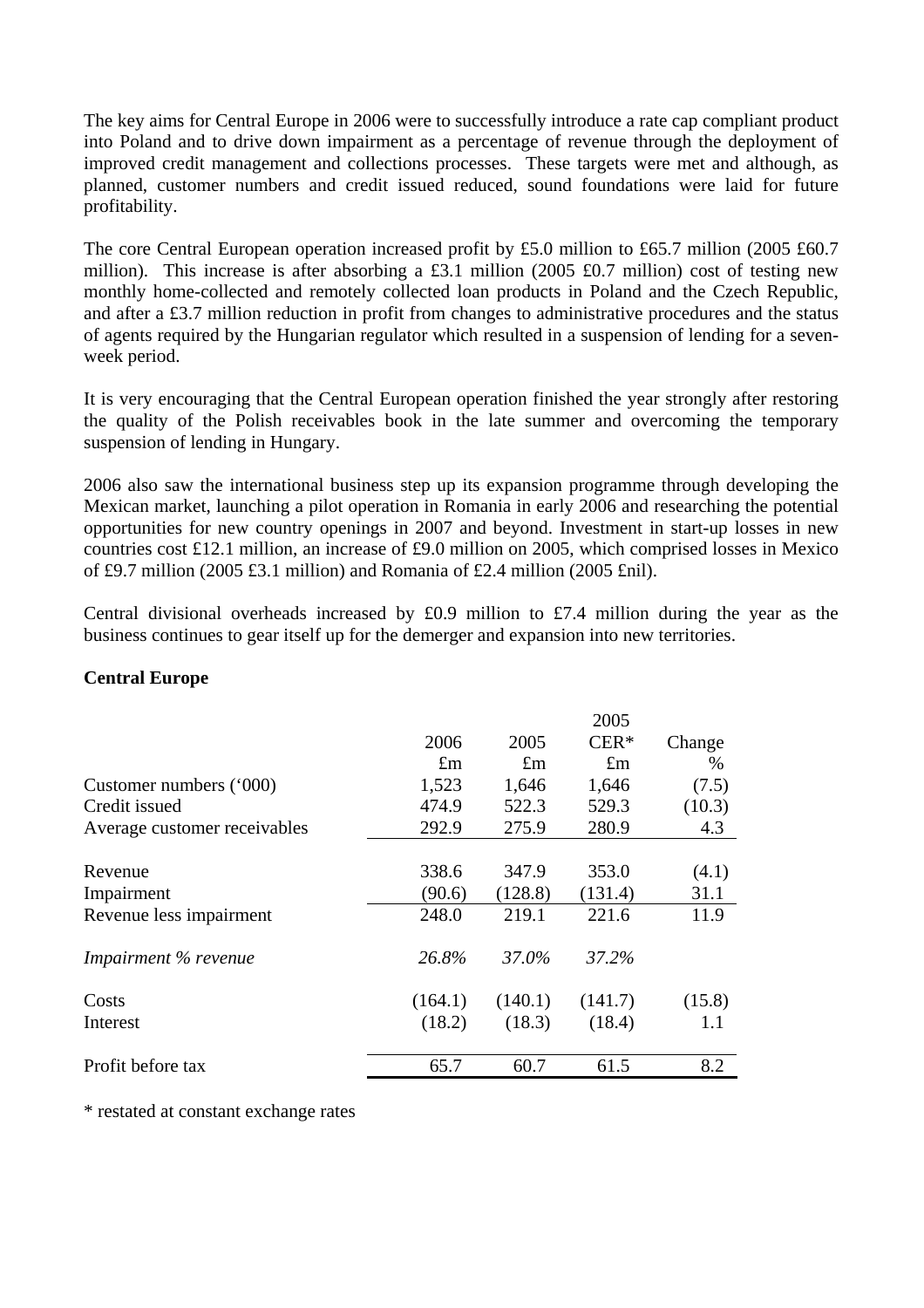The key aims for Central Europe in 2006 were to successfully introduce a rate cap compliant product into Poland and to drive down impairment as a percentage of revenue through the deployment of improved credit management and collections processes. These targets were met and although, as planned, customer numbers and credit issued reduced, sound foundations were laid for future profitability.

The core Central European operation increased profit by £5.0 million to £65.7 million (2005 £60.7 million). This increase is after absorbing a £3.1 million (2005 £0.7 million) cost of testing new monthly home-collected and remotely collected loan products in Poland and the Czech Republic, and after a £3.7 million reduction in profit from changes to administrative procedures and the status of agents required by the Hungarian regulator which resulted in a suspension of lending for a seven-week period.

It is very encouraging that the Central European operation finished the year strongly after restoring the quality of the Polish receivables book in the late summer and overcoming the temporary suspension of lending in Hungary.

2006 also saw the international business step up its expansion programme through developing the Mexican market, launching a pilot operation in Romania in early 2006 and researching the potential opportunities for new country openings in 2007 and beyond. Investment in start-up losses in new countries cost £12.1 million, an increase of £9.0 million on 2005, which comprised losses in Mexico of £9.7 million (2005 £3.1 million) and Romania of £2.4 million (2005 £nil).

Central divisional overheads increased by £0.9 million to £7.4 million during the year as the business continues to gear itself up for the demerger and expansion into new territories.

**Central Europe**

| | 2006 | 2005 | 2005 CER* | Change |
|---|---|---|---|---|
| | £m | £m | £m | % |
| Customer numbers ('000) | 1,523 | 1,646 | 1,646 | (7.5) |
| Credit issued | 474.9 | 522.3 | 529.3 | (10.3) |
| Average customer receivables | 292.9 | 275.9 | 280.9 | 4.3 |
| Revenue | 338.6 | 347.9 | 353.0 | (4.1) |
| Impairment | (90.6) | (128.8) | (131.4) | 31.1 |
| Revenue less impairment | 248.0 | 219.1 | 221.6 | 11.9 |
| *Impairment % revenue* | *26.8%* | *37.0%* | *37.2%* | |
| Costs | (164.1) | (140.1) | (141.7) | (15.8) |
| Interest | (18.2) | (18.3) | (18.4) | 1.1 |
| Profit before tax | 65.7 | 60.7 | 61.5 | 8.2 |

* restated at constant exchange rates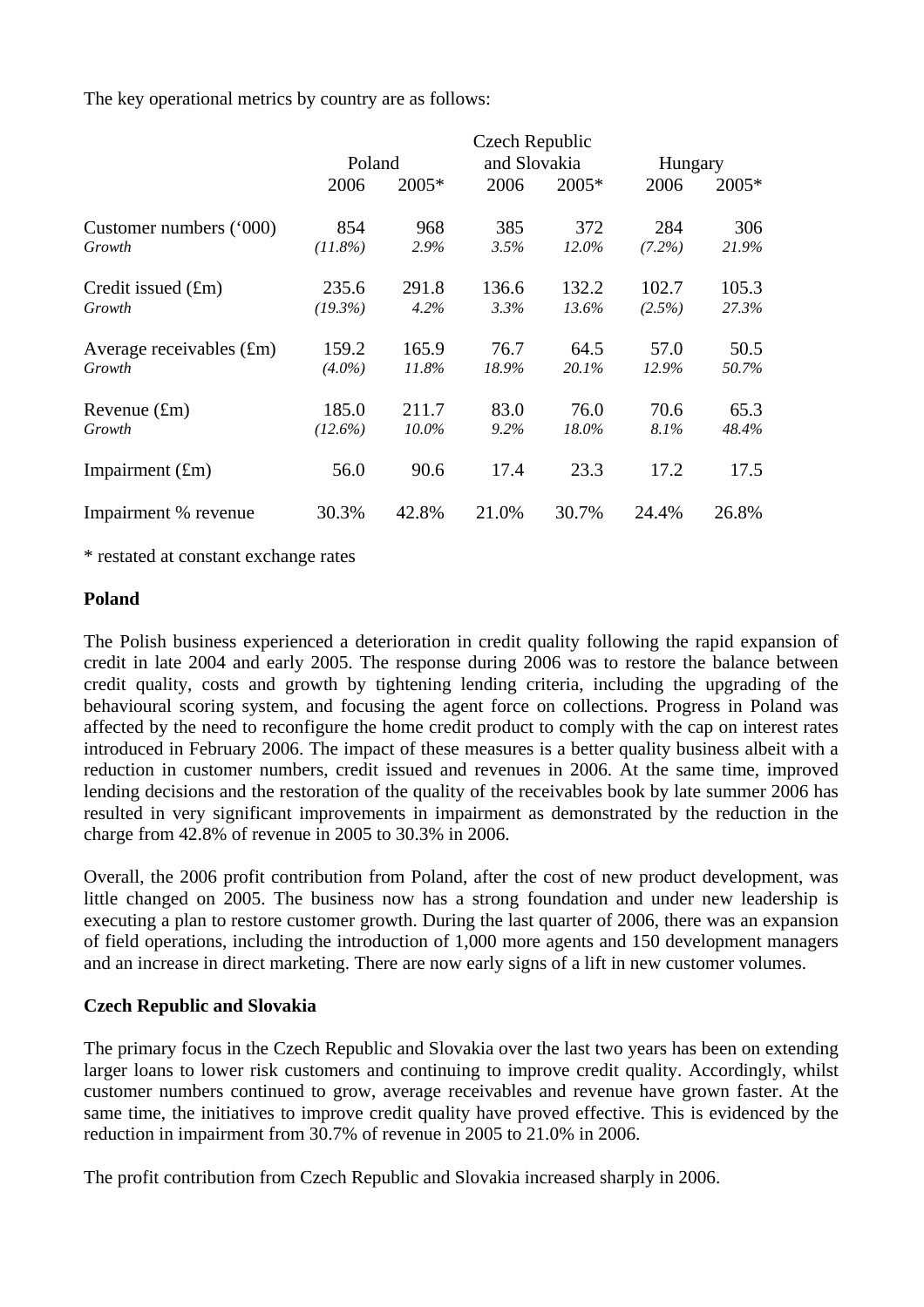The key operational metrics by country are as follows:

| | Poland | | Czech Republic and Slovakia | | Hungary | |
|---|---|---|---|---|---|---|
| | 2006 | 2005* | 2006 | 2005* | 2006 | 2005* |
| Customer numbers (‘000) | 854 | 968 | 385 | 372 | 284 | 306 |
| *Growth* | *(11.8%)* | *2.9%* | *3.5%* | *12.0%* | *(7.2%)* | *21.9%* |
| Credit issued (£m) | 235.6 | 291.8 | 136.6 | 132.2 | 102.7 | 105.3 |
| *Growth* | *(19.3%)* | *4.2%* | *3.3%* | *13.6%* | *(2.5%)* | *27.3%* |
| Average receivables (£m) | 159.2 | 165.9 | 76.7 | 64.5 | 57.0 | 50.5 |
| *Growth* | *(4.0%)* | *11.8%* | *18.9%* | *20.1%* | *12.9%* | *50.7%* |
| Revenue (£m) | 185.0 | 211.7 | 83.0 | 76.0 | 70.6 | 65.3 |
| *Growth* | *(12.6%)* | *10.0%* | *9.2%* | *18.0%* | *8.1%* | *48.4%* |
| Impairment (£m) | 56.0 | 90.6 | 17.4 | 23.3 | 17.2 | 17.5 |
| Impairment % revenue | 30.3% | 42.8% | 21.0% | 30.7% | 24.4% | 26.8% |

\* restated at constant exchange rates

**Poland**

The Polish business experienced a deterioration in credit quality following the rapid expansion of credit in late 2004 and early 2005. The response during 2006 was to restore the balance between credit quality, costs and growth by tightening lending criteria, including the upgrading of the behavioural scoring system, and focusing the agent force on collections. Progress in Poland was affected by the need to reconfigure the home credit product to comply with the cap on interest rates introduced in February 2006. The impact of these measures is a better quality business albeit with a reduction in customer numbers, credit issued and revenues in 2006. At the same time, improved lending decisions and the restoration of the quality of the receivables book by late summer 2006 has resulted in very significant improvements in impairment as demonstrated by the reduction in the charge from 42.8% of revenue in 2005 to 30.3% in 2006.

Overall, the 2006 profit contribution from Poland, after the cost of new product development, was little changed on 2005. The business now has a strong foundation and under new leadership is executing a plan to restore customer growth. During the last quarter of 2006, there was an expansion of field operations, including the introduction of 1,000 more agents and 150 development managers and an increase in direct marketing. There are now early signs of a lift in new customer volumes.

**Czech Republic and Slovakia**

The primary focus in the Czech Republic and Slovakia over the last two years has been on extending larger loans to lower risk customers and continuing to improve credit quality. Accordingly, whilst customer numbers continued to grow, average receivables and revenue have grown faster. At the same time, the initiatives to improve credit quality have proved effective. This is evidenced by the reduction in impairment from 30.7% of revenue in 2005 to 21.0% in 2006.

The profit contribution from Czech Republic and Slovakia increased sharply in 2006.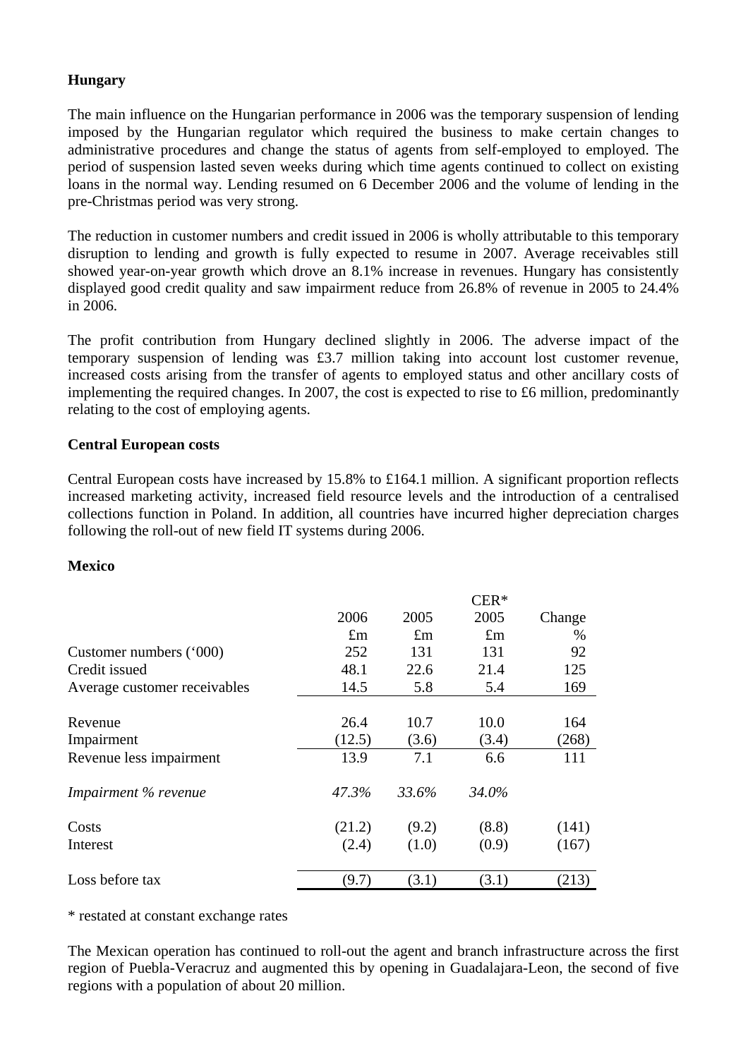**Hungary**

The main influence on the Hungarian performance in 2006 was the temporary suspension of lending imposed by the Hungarian regulator which required the business to make certain changes to administrative procedures and change the status of agents from self-employed to employed. The period of suspension lasted seven weeks during which time agents continued to collect on existing loans in the normal way. Lending resumed on 6 December 2006 and the volume of lending in the pre-Christmas period was very strong.

The reduction in customer numbers and credit issued in 2006 is wholly attributable to this temporary disruption to lending and growth is fully expected to resume in 2007. Average receivables still showed year-on-year growth which drove an 8.1% increase in revenues. Hungary has consistently displayed good credit quality and saw impairment reduce from 26.8% of revenue in 2005 to 24.4% in 2006.

The profit contribution from Hungary declined slightly in 2006. The adverse impact of the temporary suspension of lending was £3.7 million taking into account lost customer revenue, increased costs arising from the transfer of agents to employed status and other ancillary costs of implementing the required changes. In 2007, the cost is expected to rise to £6 million, predominantly relating to the cost of employing agents.

**Central European costs**

Central European costs have increased by 15.8% to £164.1 million. A significant proportion reflects increased marketing activity, increased field resource levels and the introduction of a centralised collections function in Poland. In addition, all countries have incurred higher depreciation charges following the roll-out of new field IT systems during 2006.

**Mexico**

| | 2006 £m | 2005 £m | CER* 2005 £m | Change % |
|---|---|---|---|---|
| Customer numbers ('000) | 252 | 131 | 131 | 92 |
| Credit issued | 48.1 | 22.6 | 21.4 | 125 |
| Average customer receivables | 14.5 | 5.8 | 5.4 | 169 |
| Revenue | 26.4 | 10.7 | 10.0 | 164 |
| Impairment | (12.5) | (3.6) | (3.4) | (268) |
| Revenue less impairment | 13.9 | 7.1 | 6.6 | 111 |
| *Impairment % revenue* | *47.3%* | *33.6%* | *34.0%* | |
| Costs | (21.2) | (9.2) | (8.8) | (141) |
| Interest | (2.4) | (1.0) | (0.9) | (167) |
| Loss before tax | (9.7) | (3.1) | (3.1) | (213) |

\* restated at constant exchange rates

The Mexican operation has continued to roll-out the agent and branch infrastructure across the first region of Puebla-Veracruz and augmented this by opening in Guadalajara-Leon, the second of five regions with a population of about 20 million.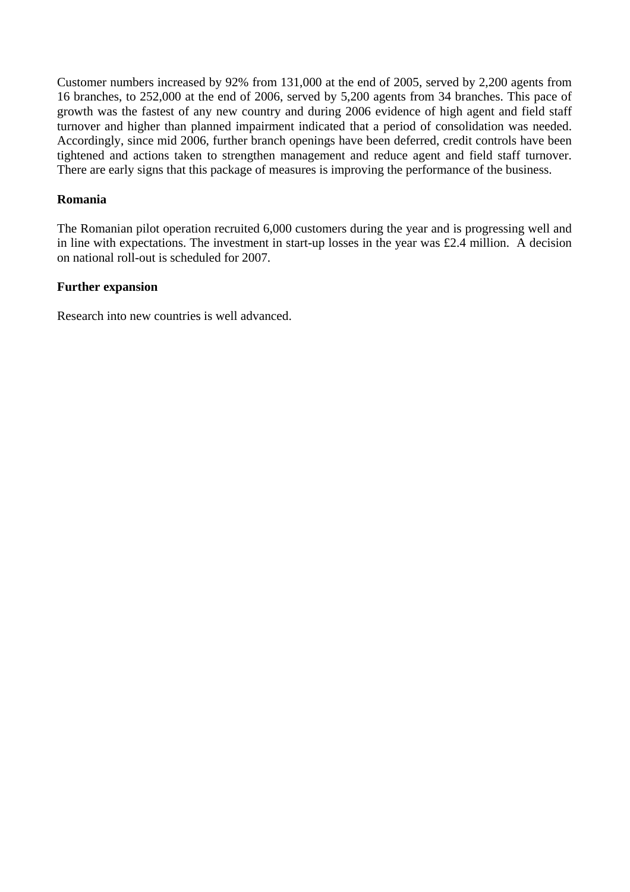Customer numbers increased by 92% from 131,000 at the end of 2005, served by 2,200 agents from 16 branches, to 252,000 at the end of 2006, served by 5,200 agents from 34 branches. This pace of growth was the fastest of any new country and during 2006 evidence of high agent and field staff turnover and higher than planned impairment indicated that a period of consolidation was needed. Accordingly, since mid 2006, further branch openings have been deferred, credit controls have been tightened and actions taken to strengthen management and reduce agent and field staff turnover. There are early signs that this package of measures is improving the performance of the business.

**Romania**

The Romanian pilot operation recruited 6,000 customers during the year and is progressing well and in line with expectations. The investment in start-up losses in the year was £2.4 million. A decision on national roll-out is scheduled for 2007.

**Further expansion**

Research into new countries is well advanced.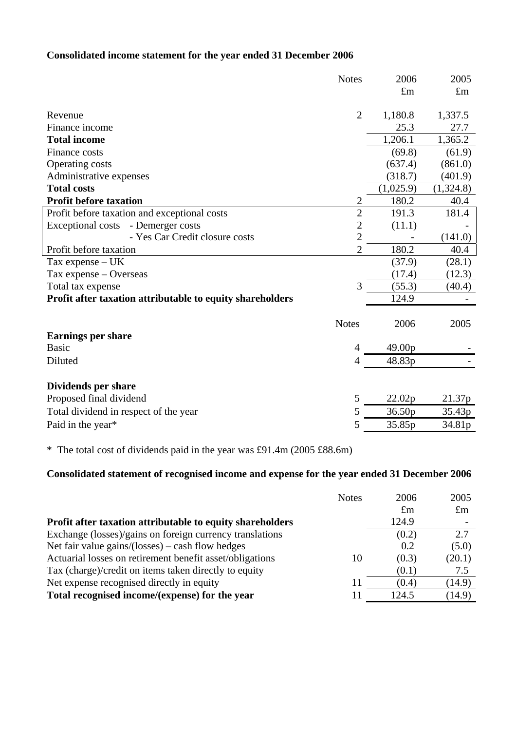**Consolidated income statement for the year ended 31 December 2006**

| | Notes | 2006 £m | 2005 £m |
|---|---|---|---|
| Revenue | 2 | 1,180.8 | 1,337.5 |
| Finance income | | 25.3 | 27.7 |
| **Total income** | | 1,206.1 | 1,365.2 |
| Finance costs | | (69.8) | (61.9) |
| Operating costs | | (637.4) | (861.0) |
| Administrative expenses | | (318.7) | (401.9) |
| **Total costs** | | (1,025.9) | (1,324.8) |
| **Profit before taxation** | 2 | 180.2 | 40.4 |
| Profit before taxation and exceptional costs | 2 | 191.3 | 181.4 |
| Exceptional costs - Demerger costs | 2 | (11.1) | - |
| - Yes Car Credit closure costs | 2 | - | (141.0) |
| Profit before taxation | 2 | 180.2 | 40.4 |
| Tax expense – UK | | (37.9) | (28.1) |
| Tax expense – Overseas | | (17.4) | (12.3) |
| Total tax expense | 3 | (55.3) | (40.4) |
| **Profit after taxation attributable to equity shareholders** | | 124.9 | - |

| | Notes | 2006 | 2005 |
|---|---|---|---|
| **Earnings per share** | | | |
| Basic | 4 | 49.00p | - |
| Diluted | 4 | 48.83p | - |
| **Dividends per share** | | | |
| Proposed final dividend | 5 | 22.02p | 21.37p |
| Total dividend in respect of the year | 5 | 36.50p | 35.43p |
| Paid in the year* | 5 | 35.85p | 34.81p |

* The total cost of dividends paid in the year was £91.4m (2005 £88.6m)

**Consolidated statement of recognised income and expense for the year ended 31 December 2006**

| | Notes | 2006 £m | 2005 £m |
|---|---|---|---|
| **Profit after taxation attributable to equity shareholders** | | 124.9 | - |
| Exchange (losses)/gains on foreign currency translations | | (0.2) | 2.7 |
| Net fair value gains/(losses) – cash flow hedges | | 0.2 | (5.0) |
| Actuarial losses on retirement benefit asset/obligations | 10 | (0.3) | (20.1) |
| Tax (charge)/credit on items taken directly to equity | | (0.1) | 7.5 |
| Net expense recognised directly in equity | 11 | (0.4) | (14.9) |
| **Total recognised income/(expense) for the year** | 11 | 124.5 | (14.9) |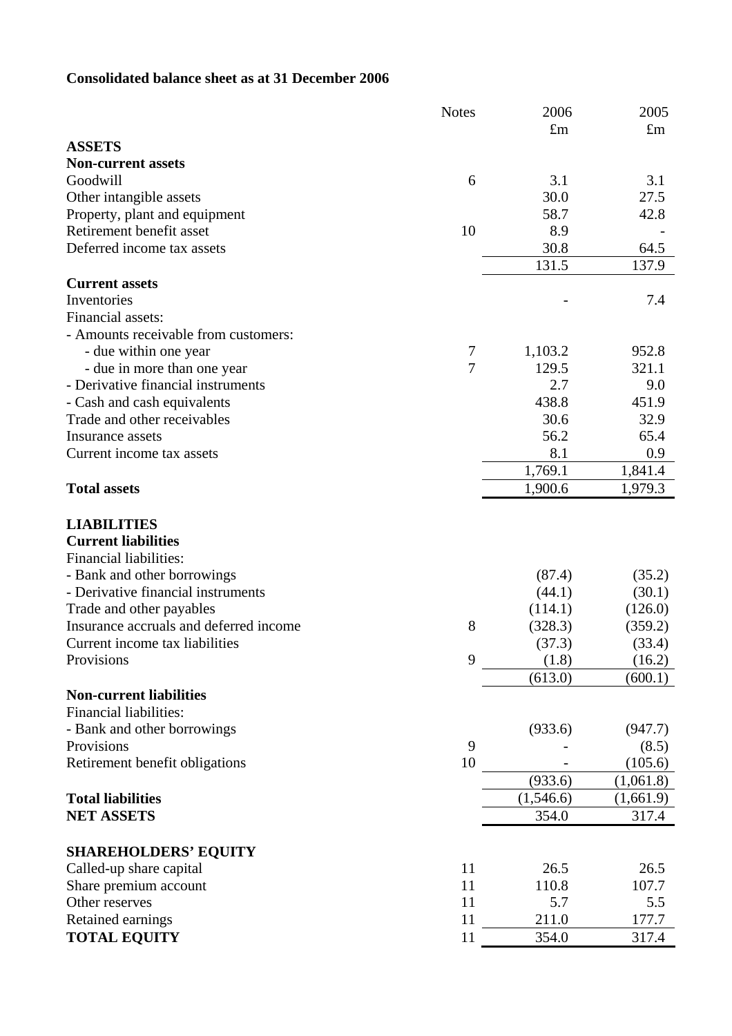**Consolidated balance sheet as at 31 December 2006**

| | Notes | 2006 £m | 2005 £m |
|---|---|---|---|
| **ASSETS** | | | |
| **Non-current assets** | | | |
| Goodwill | 6 | 3.1 | 3.1 |
| Other intangible assets | | 30.0 | 27.5 |
| Property, plant and equipment | | 58.7 | 42.8 |
| Retirement benefit asset | 10 | 8.9 | - |
| Deferred income tax assets | | 30.8 | 64.5 |
| | | 131.5 | 137.9 |
| **Current assets** | | | |
| Inventories | | - | 7.4 |
| Financial assets: | | | |
| - Amounts receivable from customers: | | | |
| - due within one year | 7 | 1,103.2 | 952.8 |
| - due in more than one year | 7 | 129.5 | 321.1 |
| - Derivative financial instruments | | 2.7 | 9.0 |
| - Cash and cash equivalents | | 438.8 | 451.9 |
| Trade and other receivables | | 30.6 | 32.9 |
| Insurance assets | | 56.2 | 65.4 |
| Current income tax assets | | 8.1 | 0.9 |
| | | 1,769.1 | 1,841.4 |
| **Total assets** | | 1,900.6 | 1,979.3 |
| **LIABILITIES** | | | |
| **Current liabilities** | | | |
| Financial liabilities: | | | |
| - Bank and other borrowings | | (87.4) | (35.2) |
| - Derivative financial instruments | | (44.1) | (30.1) |
| Trade and other payables | | (114.1) | (126.0) |
| Insurance accruals and deferred income | 8 | (328.3) | (359.2) |
| Current income tax liabilities | | (37.3) | (33.4) |
| Provisions | 9 | (1.8) | (16.2) |
| | | (613.0) | (600.1) |
| **Non-current liabilities** | | | |
| Financial liabilities: | | | |
| - Bank and other borrowings | | (933.6) | (947.7) |
| Provisions | 9 | - | (8.5) |
| Retirement benefit obligations | 10 | - | (105.6) |
| | | (933.6) | (1,061.8) |
| **Total liabilities** | | (1,546.6) | (1,661.9) |
| **NET ASSETS** | | 354.0 | 317.4 |
| **SHAREHOLDERS' EQUITY** | | | |
| Called-up share capital | 11 | 26.5 | 26.5 |
| Share premium account | 11 | 110.8 | 107.7 |
| Other reserves | 11 | 5.7 | 5.5 |
| Retained earnings | 11 | 211.0 | 177.7 |
| **TOTAL EQUITY** | 11 | 354.0 | 317.4 |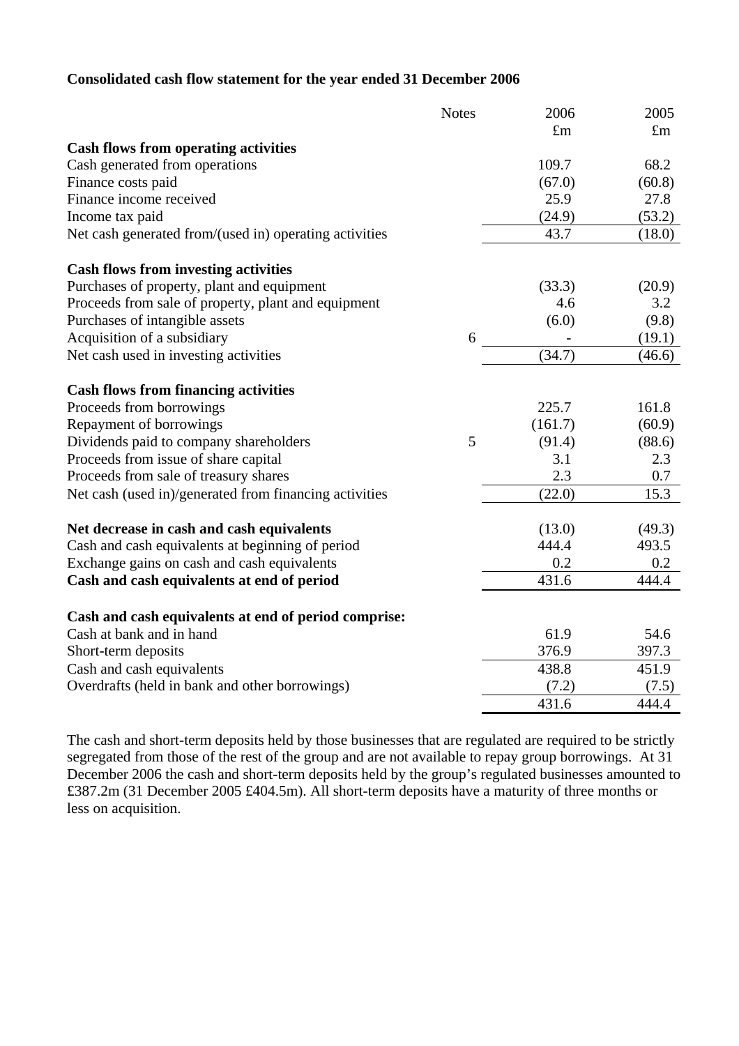**Consolidated cash flow statement for the year ended 31 December 2006**

| | Notes | 2006 | 2005 |
|---|---|---|---|
| | | £m | £m |
| **Cash flows from operating activities** | | | |
| Cash generated from operations | | 109.7 | 68.2 |
| Finance costs paid | | (67.0) | (60.8) |
| Finance income received | | 25.9 | 27.8 |
| Income tax paid | | (24.9) | (53.2) |
| Net cash generated from/(used in) operating activities | | 43.7 | (18.0) |
| | | | |
| **Cash flows from investing activities** | | | |
| Purchases of property, plant and equipment | | (33.3) | (20.9) |
| Proceeds from sale of property, plant and equipment | | 4.6 | 3.2 |
| Purchases of intangible assets | | (6.0) | (9.8) |
| Acquisition of a subsidiary | 6 | - | (19.1) |
| Net cash used in investing activities | | (34.7) | (46.6) |
| | | | |
| **Cash flows from financing activities** | | | |
| Proceeds from borrowings | | 225.7 | 161.8 |
| Repayment of borrowings | | (161.7) | (60.9) |
| Dividends paid to company shareholders | 5 | (91.4) | (88.6) |
| Proceeds from issue of share capital | | 3.1 | 2.3 |
| Proceeds from sale of treasury shares | | 2.3 | 0.7 |
| Net cash (used in)/generated from financing activities | | (22.0) | 15.3 |
| | | | |
| **Net decrease in cash and cash equivalents** | | (13.0) | (49.3) |
| Cash and cash equivalents at beginning of period | | 444.4 | 493.5 |
| Exchange gains on cash and cash equivalents | | 0.2 | 0.2 |
| **Cash and cash equivalents at end of period** | | 431.6 | 444.4 |
| | | | |
| **Cash and cash equivalents at end of period comprise:** | | | |
| Cash at bank and in hand | | 61.9 | 54.6 |
| Short-term deposits | | 376.9 | 397.3 |
| Cash and cash equivalents | | 438.8 | 451.9 |
| Overdrafts (held in bank and other borrowings) | | (7.2) | (7.5) |
| | | 431.6 | 444.4 |

The cash and short-term deposits held by those businesses that are regulated are required to be strictly segregated from those of the rest of the group and are not available to repay group borrowings. At 31 December 2006 the cash and short-term deposits held by the group's regulated businesses amounted to £387.2m (31 December 2005 £404.5m). All short-term deposits have a maturity of three months or less on acquisition.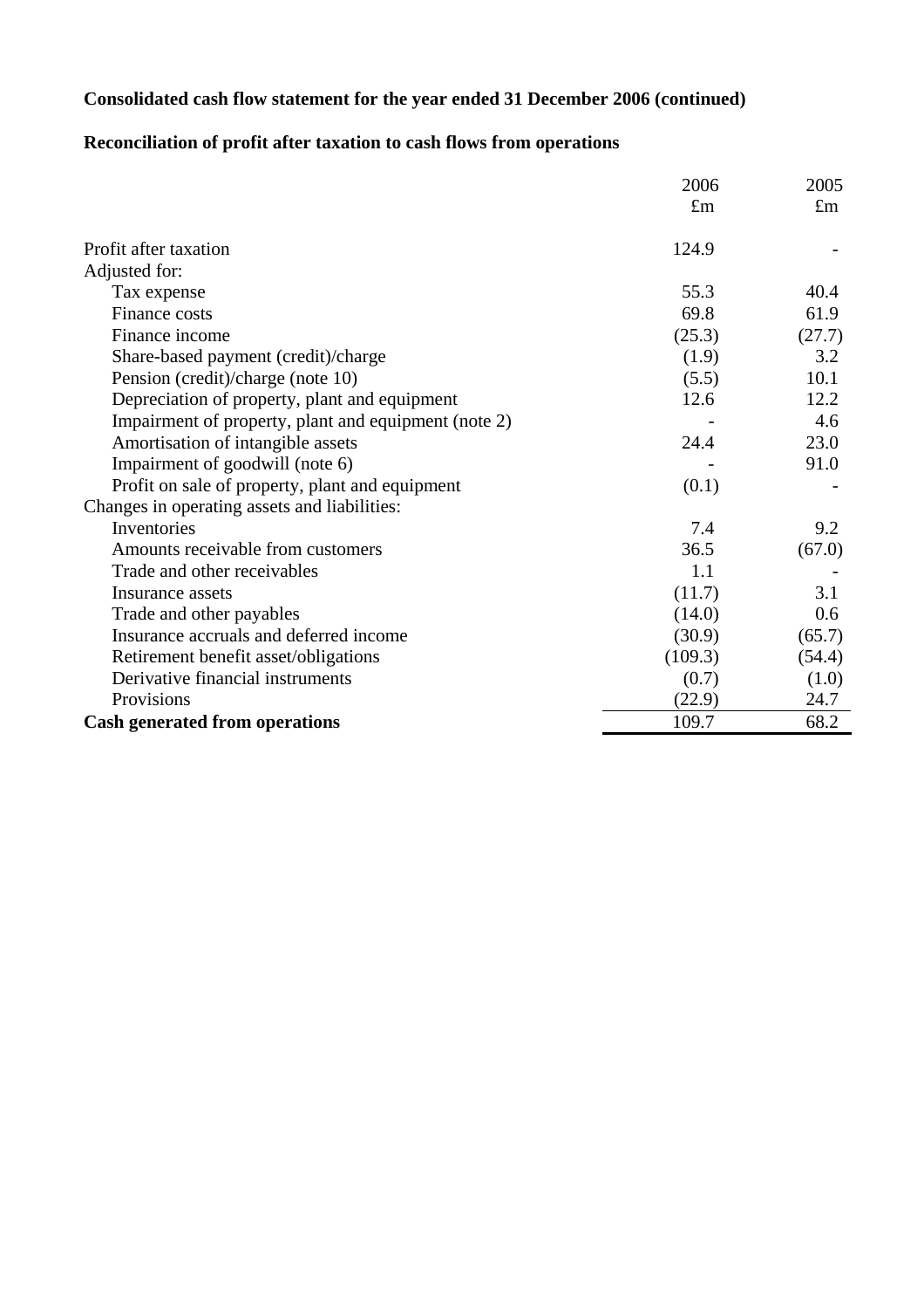**Consolidated cash flow statement for the year ended 31 December 2006 (continued)**

**Reconciliation of profit after taxation to cash flows from operations**

| | 2006 £m | 2005 £m |
|---|---|---|
| Profit after taxation | 124.9 | - |
| Adjusted for: | | |
| Tax expense | 55.3 | 40.4 |
| Finance costs | 69.8 | 61.9 |
| Finance income | (25.3) | (27.7) |
| Share-based payment (credit)/charge | (1.9) | 3.2 |
| Pension (credit)/charge (note 10) | (5.5) | 10.1 |
| Depreciation of property, plant and equipment | 12.6 | 12.2 |
| Impairment of property, plant and equipment (note 2) | - | 4.6 |
| Amortisation of intangible assets | 24.4 | 23.0 |
| Impairment of goodwill (note 6) | - | 91.0 |
| Profit on sale of property, plant and equipment | (0.1) | - |
| Changes in operating assets and liabilities: | | |
| Inventories | 7.4 | 9.2 |
| Amounts receivable from customers | 36.5 | (67.0) |
| Trade and other receivables | 1.1 | - |
| Insurance assets | (11.7) | 3.1 |
| Trade and other payables | (14.0) | 0.6 |
| Insurance accruals and deferred income | (30.9) | (65.7) |
| Retirement benefit asset/obligations | (109.3) | (54.4) |
| Derivative financial instruments | (0.7) | (1.0) |
| Provisions | (22.9) | 24.7 |
| **Cash generated from operations** | 109.7 | 68.2 |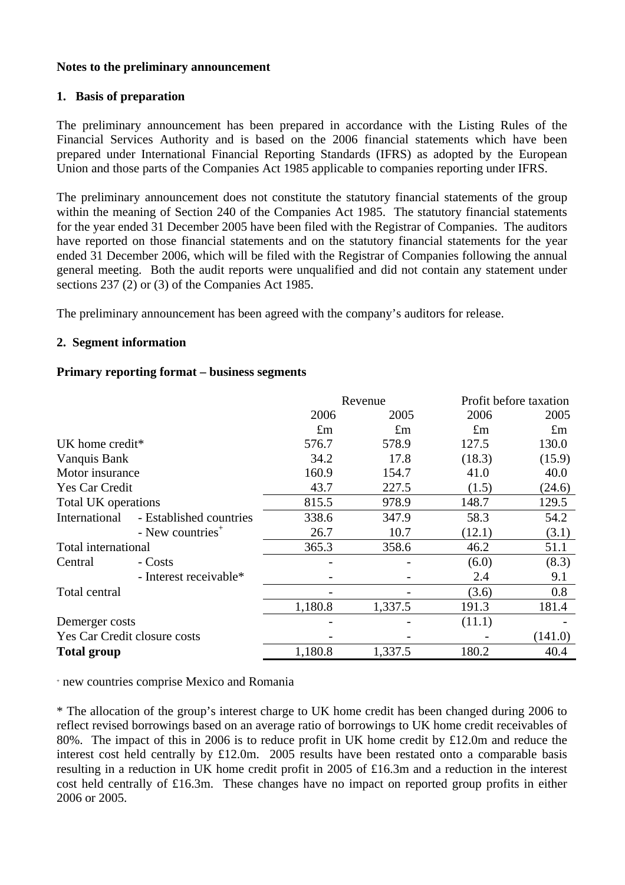**Notes to the preliminary announcement**

**1. Basis of preparation**

The preliminary announcement has been prepared in accordance with the Listing Rules of the Financial Services Authority and is based on the 2006 financial statements which have been prepared under International Financial Reporting Standards (IFRS) as adopted by the European Union and those parts of the Companies Act 1985 applicable to companies reporting under IFRS.

The preliminary announcement does not constitute the statutory financial statements of the group within the meaning of Section 240 of the Companies Act 1985. The statutory financial statements for the year ended 31 December 2005 have been filed with the Registrar of Companies. The auditors have reported on those financial statements and on the statutory financial statements for the year ended 31 December 2006, which will be filed with the Registrar of Companies following the annual general meeting. Both the audit reports were unqualified and did not contain any statement under sections 237 (2) or (3) of the Companies Act 1985.

The preliminary announcement has been agreed with the company's auditors for release.

**2. Segment information**

**Primary reporting format – business segments**

| | | Revenue | | Profit before taxation | |
|---|---|---|---|---|---|
| | | 2006 | 2005 | 2006 | 2005 |
| | | £m | £m | £m | £m |
| UK home credit* | | 576.7 | 578.9 | 127.5 | 130.0 |
| Vanquis Bank | | 34.2 | 17.8 | (18.3) | (15.9) |
| Motor insurance | | 160.9 | 154.7 | 41.0 | 40.0 |
| Yes Car Credit | | 43.7 | 227.5 | (1.5) | (24.6) |
| Total UK operations | | 815.5 | 978.9 | 148.7 | 129.5 |
| International | - Established countries | 338.6 | 347.9 | 58.3 | 54.2 |
| | - New countries+ | 26.7 | 10.7 | (12.1) | (3.1) |
| Total international | | 365.3 | 358.6 | 46.2 | 51.1 |
| Central | - Costs | - | - | (6.0) | (8.3) |
| | - Interest receivable* | - | - | 2.4 | 9.1 |
| Total central | | - | - | (3.6) | 0.8 |
| | | 1,180.8 | 1,337.5 | 191.3 | 181.4 |
| Demerger costs | | - | - | (11.1) | - |
| Yes Car Credit closure costs | | - | - | - | (141.0) |
| **Total group** | | 1,180.8 | 1,337.5 | 180.2 | 40.4 |

+ new countries comprise Mexico and Romania

* The allocation of the group's interest charge to UK home credit has been changed during 2006 to reflect revised borrowings based on an average ratio of borrowings to UK home credit receivables of 80%. The impact of this in 2006 is to reduce profit in UK home credit by £12.0m and reduce the interest cost held centrally by £12.0m. 2005 results have been restated onto a comparable basis resulting in a reduction in UK home credit profit in 2005 of £16.3m and a reduction in the interest cost held centrally of £16.3m. These changes have no impact on reported group profits in either 2006 or 2005.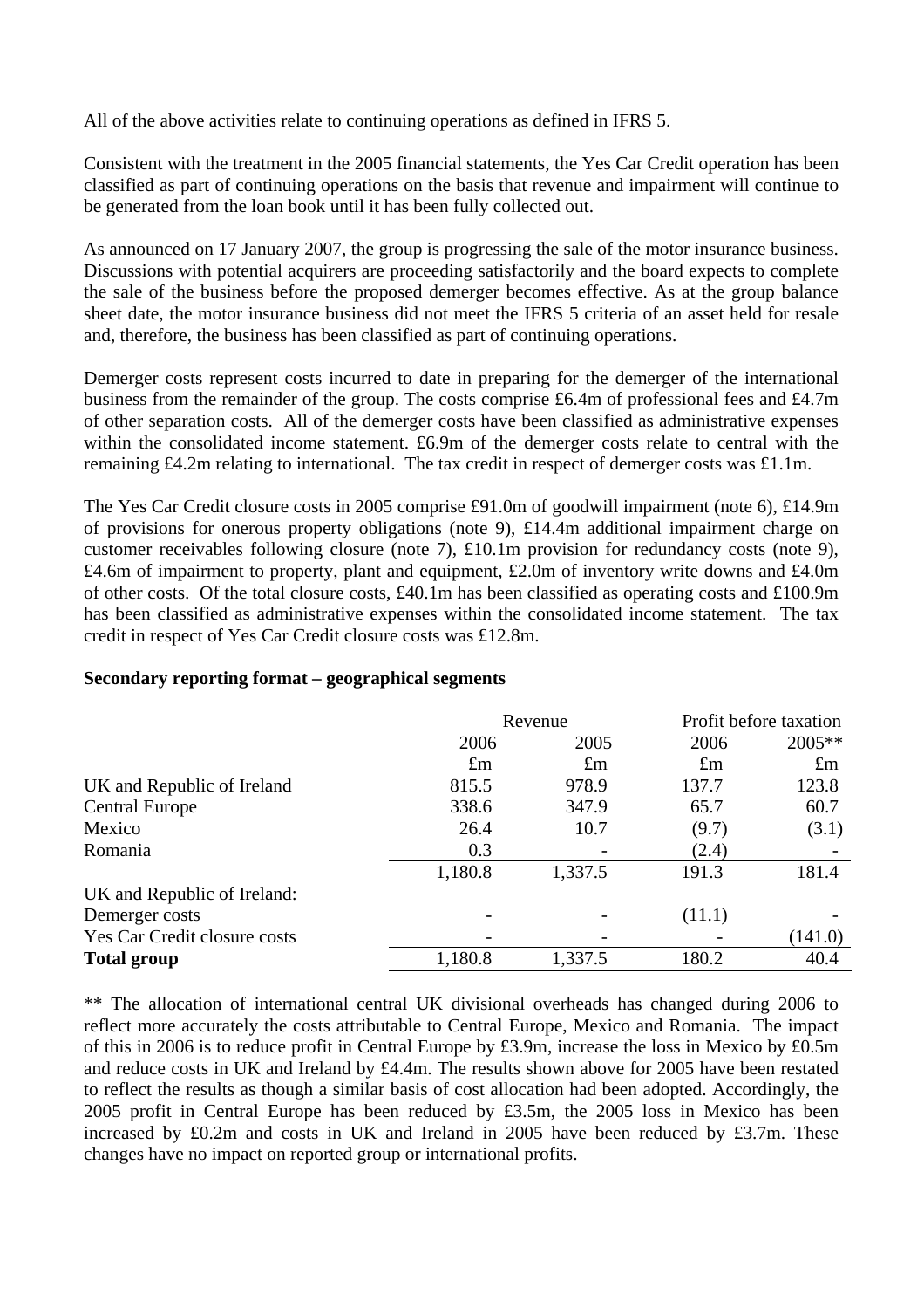All of the above activities relate to continuing operations as defined in IFRS 5.

Consistent with the treatment in the 2005 financial statements, the Yes Car Credit operation has been classified as part of continuing operations on the basis that revenue and impairment will continue to be generated from the loan book until it has been fully collected out.

As announced on 17 January 2007, the group is progressing the sale of the motor insurance business. Discussions with potential acquirers are proceeding satisfactorily and the board expects to complete the sale of the business before the proposed demerger becomes effective. As at the group balance sheet date, the motor insurance business did not meet the IFRS 5 criteria of an asset held for resale and, therefore, the business has been classified as part of continuing operations.

Demerger costs represent costs incurred to date in preparing for the demerger of the international business from the remainder of the group. The costs comprise £6.4m of professional fees and £4.7m of other separation costs. All of the demerger costs have been classified as administrative expenses within the consolidated income statement. £6.9m of the demerger costs relate to central with the remaining £4.2m relating to international. The tax credit in respect of demerger costs was £1.1m.

The Yes Car Credit closure costs in 2005 comprise £91.0m of goodwill impairment (note 6), £14.9m of provisions for onerous property obligations (note 9), £14.4m additional impairment charge on customer receivables following closure (note 7), £10.1m provision for redundancy costs (note 9), £4.6m of impairment to property, plant and equipment, £2.0m of inventory write downs and £4.0m of other costs. Of the total closure costs, £40.1m has been classified as operating costs and £100.9m has been classified as administrative expenses within the consolidated income statement. The tax credit in respect of Yes Car Credit closure costs was £12.8m.

**Secondary reporting format – geographical segments**

| | Revenue | | Profit before taxation | |
|---|---|---|---|---|
| | 2006 | 2005 | 2006 | 2005** |
| | £m | £m | £m | £m |
| UK and Republic of Ireland | 815.5 | 978.9 | 137.7 | 123.8 |
| Central Europe | 338.6 | 347.9 | 65.7 | 60.7 |
| Mexico | 26.4 | 10.7 | (9.7) | (3.1) |
| Romania | 0.3 | - | (2.4) | - |
| | 1,180.8 | 1,337.5 | 191.3 | 181.4 |
| UK and Republic of Ireland: | | | | |
| Demerger costs | - | - | (11.1) | - |
| Yes Car Credit closure costs | - | - | - | (141.0) |
| **Total group** | 1,180.8 | 1,337.5 | 180.2 | 40.4 |

** The allocation of international central UK divisional overheads has changed during 2006 to reflect more accurately the costs attributable to Central Europe, Mexico and Romania. The impact of this in 2006 is to reduce profit in Central Europe by £3.9m, increase the loss in Mexico by £0.5m and reduce costs in UK and Ireland by £4.4m. The results shown above for 2005 have been restated to reflect the results as though a similar basis of cost allocation had been adopted. Accordingly, the 2005 profit in Central Europe has been reduced by £3.5m, the 2005 loss in Mexico has been increased by £0.2m and costs in UK and Ireland in 2005 have been reduced by £3.7m. These changes have no impact on reported group or international profits.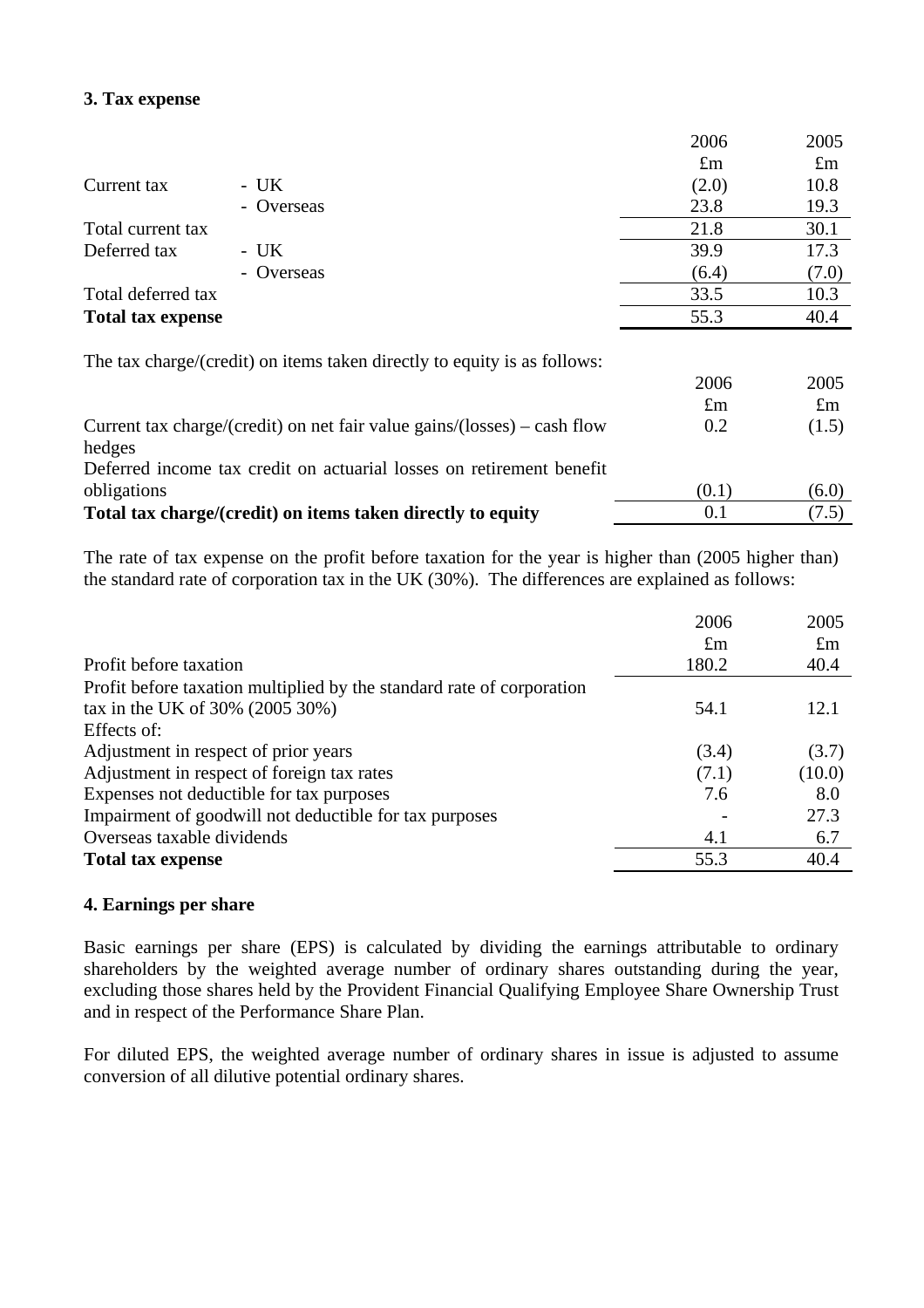### 3. Tax expense

| | | 2006 | 2005 |
|---|---|---|---|
| | | £m | £m |
| Current tax | - UK | (2.0) | 10.8 |
| | - Overseas | 23.8 | 19.3 |
| Total current tax | | 21.8 | 30.1 |
| Deferred tax | - UK | 39.9 | 17.3 |
| | - Overseas | (6.4) | (7.0) |
| Total deferred tax | | 33.5 | 10.3 |
| **Total tax expense** | | 55.3 | 40.4 |

The tax charge/(credit) on items taken directly to equity is as follows:

| | 2006 | 2005 |
|---|---|---|
| | £m | £m |
| Current tax charge/(credit) on net fair value gains/(losses) – cash flow hedges | 0.2 | (1.5) |
| Deferred income tax credit on actuarial losses on retirement benefit obligations | (0.1) | (6.0) |
| **Total tax charge/(credit) on items taken directly to equity** | 0.1 | (7.5) |

The rate of tax expense on the profit before taxation for the year is higher than (2005 higher than) the standard rate of corporation tax in the UK (30%). The differences are explained as follows:

| | 2006 | 2005 |
|---|---|---|
| | £m | £m |
| Profit before taxation | 180.2 | 40.4 |
| Profit before taxation multiplied by the standard rate of corporation tax in the UK of 30% (2005 30%) | 54.1 | 12.1 |
| Effects of: | | |
| Adjustment in respect of prior years | (3.4) | (3.7) |
| Adjustment in respect of foreign tax rates | (7.1) | (10.0) |
| Expenses not deductible for tax purposes | 7.6 | 8.0 |
| Impairment of goodwill not deductible for tax purposes | - | 27.3 |
| Overseas taxable dividends | 4.1 | 6.7 |
| **Total tax expense** | 55.3 | 40.4 |

### 4. Earnings per share

Basic earnings per share (EPS) is calculated by dividing the earnings attributable to ordinary shareholders by the weighted average number of ordinary shares outstanding during the year, excluding those shares held by the Provident Financial Qualifying Employee Share Ownership Trust and in respect of the Performance Share Plan.

For diluted EPS, the weighted average number of ordinary shares in issue is adjusted to assume conversion of all dilutive potential ordinary shares.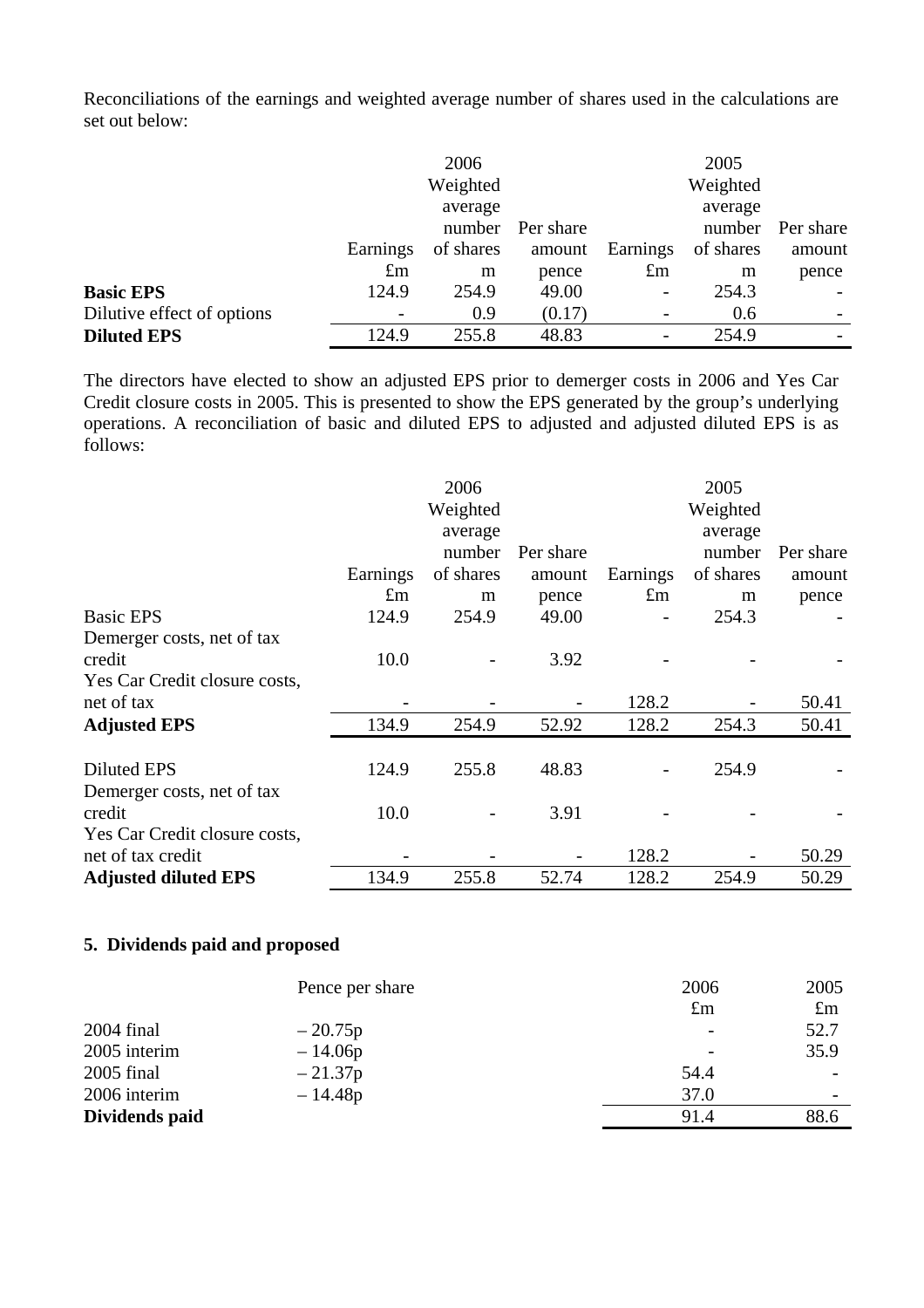Reconciliations of the earnings and weighted average number of shares used in the calculations are set out below:

| | 2006 Earnings £m | 2006 Weighted average number of shares m | 2006 Per share amount pence | 2005 Earnings £m | 2005 Weighted average number of shares m | 2005 Per share amount pence |
|---|---|---|---|---|---|---|
| **Basic EPS** | 124.9 | 254.9 | 49.00 | - | 254.3 | - |
| Dilutive effect of options | - | 0.9 | (0.17) | - | 0.6 | - |
| **Diluted EPS** | 124.9 | 255.8 | 48.83 | - | 254.9 | - |

The directors have elected to show an adjusted EPS prior to demerger costs in 2006 and Yes Car Credit closure costs in 2005. This is presented to show the EPS generated by the group's underlying operations. A reconciliation of basic and diluted EPS to adjusted and adjusted diluted EPS is as follows:

| | 2006 Earnings £m | 2006 Weighted average number of shares m | 2006 Per share amount pence | 2005 Earnings £m | 2005 Weighted average number of shares m | 2005 Per share amount pence |
|---|---|---|---|---|---|---|
| Basic EPS | 124.9 | 254.9 | 49.00 | - | 254.3 | - |
| Demerger costs, net of tax credit | 10.0 | - | 3.92 | - | - | - |
| Yes Car Credit closure costs, net of tax | - | - | - | 128.2 | - | 50.41 |
| **Adjusted EPS** | 134.9 | 254.9 | 52.92 | 128.2 | 254.3 | 50.41 |
| | | | | | | |
| Diluted EPS | 124.9 | 255.8 | 48.83 | - | 254.9 | - |
| Demerger costs, net of tax credit | 10.0 | - | 3.91 | - | - | - |
| Yes Car Credit closure costs, net of tax credit | - | - | - | 128.2 | - | 50.29 |
| **Adjusted diluted EPS** | 134.9 | 255.8 | 52.74 | 128.2 | 254.9 | 50.29 |

## 5. Dividends paid and proposed

| | Pence per share | 2006 £m | 2005 £m |
|---|---|---|---|
| 2004 final | – 20.75p | - | 52.7 |
| 2005 interim | – 14.06p | - | 35.9 |
| 2005 final | – 21.37p | 54.4 | - |
| 2006 interim | – 14.48p | 37.0 | - |
| **Dividends paid** | | 91.4 | 88.6 |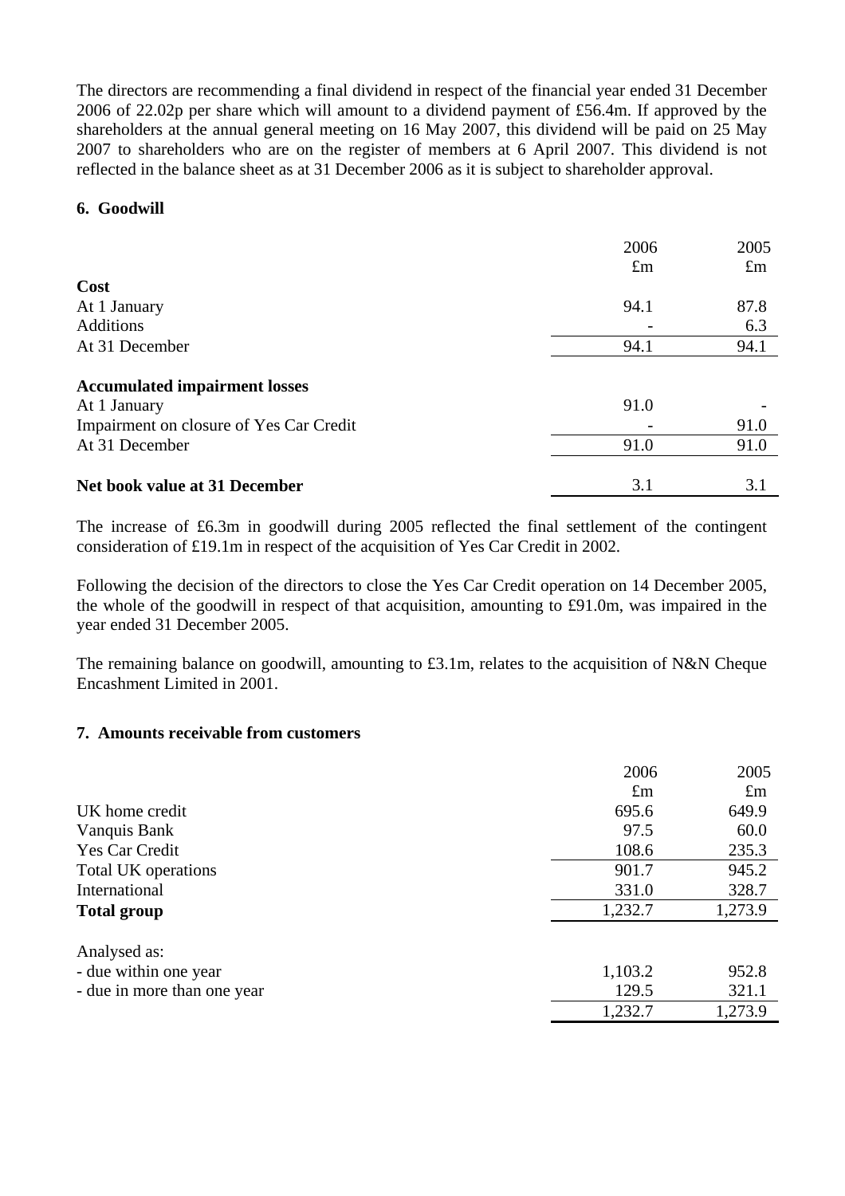The directors are recommending a final dividend in respect of the financial year ended 31 December 2006 of 22.02p per share which will amount to a dividend payment of £56.4m. If approved by the shareholders at the annual general meeting on 16 May 2007, this dividend will be paid on 25 May 2007 to shareholders who are on the register of members at 6 April 2007. This dividend is not reflected in the balance sheet as at 31 December 2006 as it is subject to shareholder approval.

## 6. Goodwill

| | 2006 | 2005 |
|---|---|---|
| | £m | £m |
| **Cost** | | |
| At 1 January | 94.1 | 87.8 |
| Additions | - | 6.3 |
| At 31 December | 94.1 | 94.1 |
| **Accumulated impairment losses** | | |
| At 1 January | 91.0 | - |
| Impairment on closure of Yes Car Credit | - | 91.0 |
| At 31 December | 91.0 | 91.0 |
| **Net book value at 31 December** | 3.1 | 3.1 |

The increase of £6.3m in goodwill during 2005 reflected the final settlement of the contingent consideration of £19.1m in respect of the acquisition of Yes Car Credit in 2002.

Following the decision of the directors to close the Yes Car Credit operation on 14 December 2005, the whole of the goodwill in respect of that acquisition, amounting to £91.0m, was impaired in the year ended 31 December 2005.

The remaining balance on goodwill, amounting to £3.1m, relates to the acquisition of N&N Cheque Encashment Limited in 2001.

## 7. Amounts receivable from customers

| | 2006 | 2005 |
|---|---|---|
| | £m | £m |
| UK home credit | 695.6 | 649.9 |
| Vanquis Bank | 97.5 | 60.0 |
| Yes Car Credit | 108.6 | 235.3 |
| Total UK operations | 901.7 | 945.2 |
| International | 331.0 | 328.7 |
| **Total group** | 1,232.7 | 1,273.9 |
| Analysed as: | | |
| - due within one year | 1,103.2 | 952.8 |
| - due in more than one year | 129.5 | 321.1 |
| | 1,232.7 | 1,273.9 |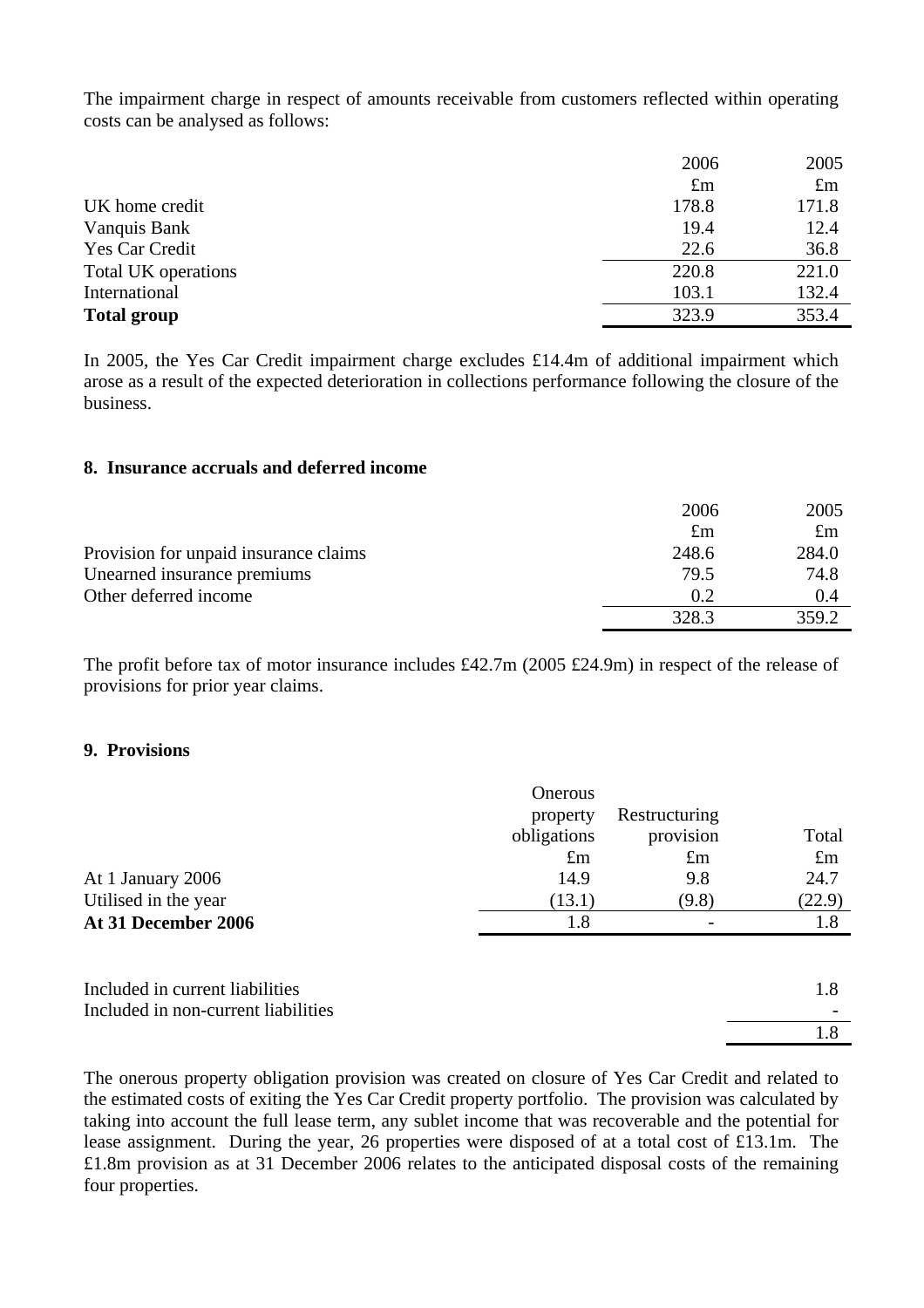The impairment charge in respect of amounts receivable from customers reflected within operating costs can be analysed as follows:

| | 2006 | 2005 |
|---|---|---|
| | £m | £m |
| UK home credit | 178.8 | 171.8 |
| Vanquis Bank | 19.4 | 12.4 |
| Yes Car Credit | 22.6 | 36.8 |
| Total UK operations | 220.8 | 221.0 |
| International | 103.1 | 132.4 |
| **Total group** | 323.9 | 353.4 |

In 2005, the Yes Car Credit impairment charge excludes £14.4m of additional impairment which arose as a result of the expected deterioration in collections performance following the closure of the business.

## 8. Insurance accruals and deferred income

| | 2006 | 2005 |
|---|---|---|
| | £m | £m |
| Provision for unpaid insurance claims | 248.6 | 284.0 |
| Unearned insurance premiums | 79.5 | 74.8 |
| Other deferred income | 0.2 | 0.4 |
| | 328.3 | 359.2 |

The profit before tax of motor insurance includes £42.7m (2005 £24.9m) in respect of the release of provisions for prior year claims.

## 9. Provisions

| | Onerous property obligations | Restructuring provision | Total |
|---|---|---|---|
| | £m | £m | £m |
| At 1 January 2006 | 14.9 | 9.8 | 24.7 |
| Utilised in the year | (13.1) | (9.8) | (22.9) |
| **At 31 December 2006** | 1.8 | - | 1.8 |

| | |
|---|---|
| Included in current liabilities | 1.8 |
| Included in non-current liabilities | - |
| | 1.8 |

The onerous property obligation provision was created on closure of Yes Car Credit and related to the estimated costs of exiting the Yes Car Credit property portfolio. The provision was calculated by taking into account the full lease term, any sublet income that was recoverable and the potential for lease assignment. During the year, 26 properties were disposed of at a total cost of £13.1m. The £1.8m provision as at 31 December 2006 relates to the anticipated disposal costs of the remaining four properties.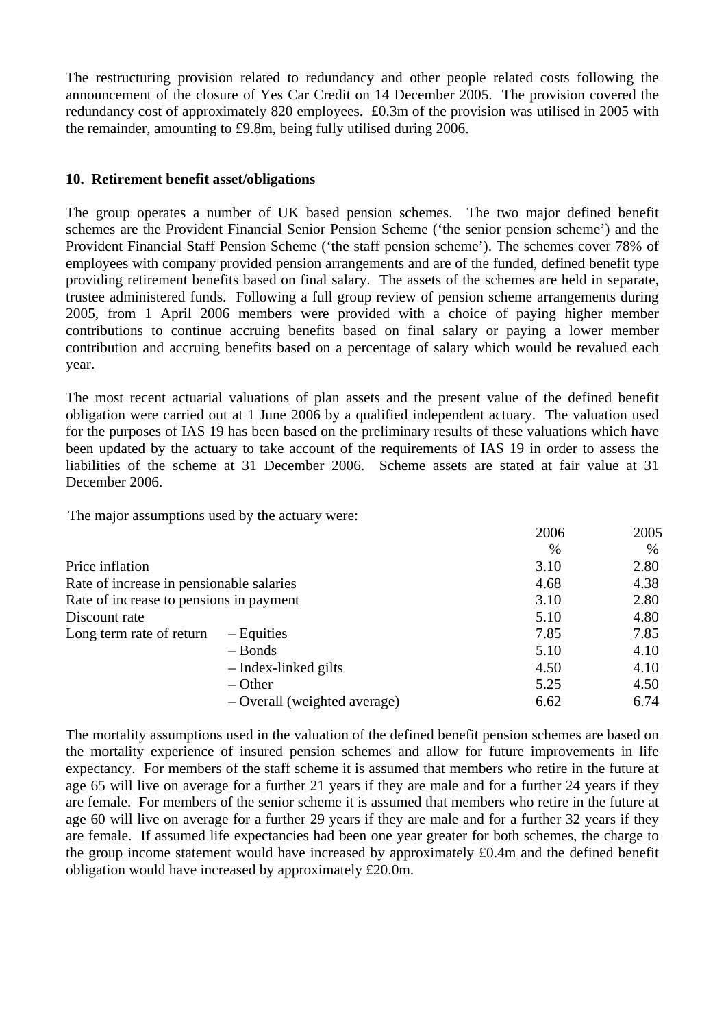The restructuring provision related to redundancy and other people related costs following the announcement of the closure of Yes Car Credit on 14 December 2005. The provision covered the redundancy cost of approximately 820 employees. £0.3m of the provision was utilised in 2005 with the remainder, amounting to £9.8m, being fully utilised during 2006.

## 10. Retirement benefit asset/obligations

The group operates a number of UK based pension schemes. The two major defined benefit schemes are the Provident Financial Senior Pension Scheme ('the senior pension scheme') and the Provident Financial Staff Pension Scheme ('the staff pension scheme'). The schemes cover 78% of employees with company provided pension arrangements and are of the funded, defined benefit type providing retirement benefits based on final salary. The assets of the schemes are held in separate, trustee administered funds. Following a full group review of pension scheme arrangements during 2005, from 1 April 2006 members were provided with a choice of paying higher member contributions to continue accruing benefits based on final salary or paying a lower member contribution and accruing benefits based on a percentage of salary which would be revalued each year.

The most recent actuarial valuations of plan assets and the present value of the defined benefit obligation were carried out at 1 June 2006 by a qualified independent actuary. The valuation used for the purposes of IAS 19 has been based on the preliminary results of these valuations which have been updated by the actuary to take account of the requirements of IAS 19 in order to assess the liabilities of the scheme at 31 December 2006. Scheme assets are stated at fair value at 31 December 2006.

The major assumptions used by the actuary were:

| | | 2006 | 2005 |
|---|---|---|---|
| | | % | % |
| Price inflation | | 3.10 | 2.80 |
| Rate of increase in pensionable salaries | | 4.68 | 4.38 |
| Rate of increase to pensions in payment | | 3.10 | 2.80 |
| Discount rate | | 5.10 | 4.80 |
| Long term rate of return | – Equities | 7.85 | 7.85 |
| | – Bonds | 5.10 | 4.10 |
| | – Index-linked gilts | 4.50 | 4.10 |
| | – Other | 5.25 | 4.50 |
| | – Overall (weighted average) | 6.62 | 6.74 |

The mortality assumptions used in the valuation of the defined benefit pension schemes are based on the mortality experience of insured pension schemes and allow for future improvements in life expectancy. For members of the staff scheme it is assumed that members who retire in the future at age 65 will live on average for a further 21 years if they are male and for a further 24 years if they are female. For members of the senior scheme it is assumed that members who retire in the future at age 60 will live on average for a further 29 years if they are male and for a further 32 years if they are female. If assumed life expectancies had been one year greater for both schemes, the charge to the group income statement would have increased by approximately £0.4m and the defined benefit obligation would have increased by approximately £20.0m.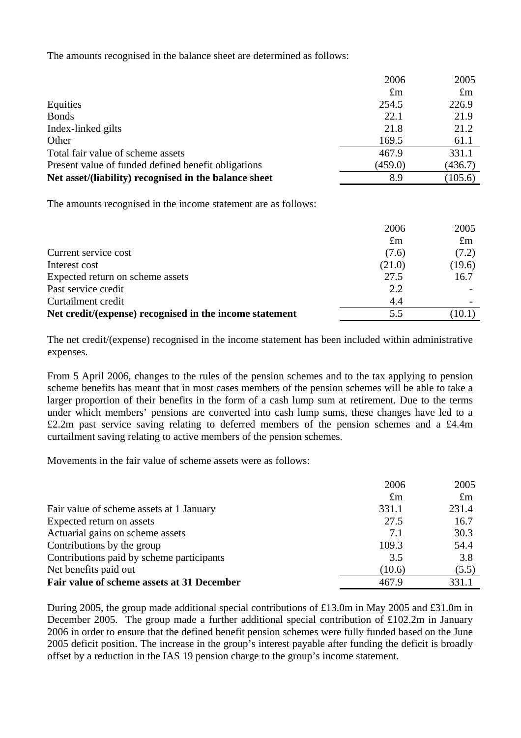The amounts recognised in the balance sheet are determined as follows:

| | 2006 | 2005 |
|---|---|---|
| | £m | £m |
| Equities | 254.5 | 226.9 |
| Bonds | 22.1 | 21.9 |
| Index-linked gilts | 21.8 | 21.2 |
| Other | 169.5 | 61.1 |
| Total fair value of scheme assets | 467.9 | 331.1 |
| Present value of funded defined benefit obligations | (459.0) | (436.7) |
| **Net asset/(liability) recognised in the balance sheet** | 8.9 | (105.6) |

The amounts recognised in the income statement are as follows:

| | 2006 | 2005 |
|---|---|---|
| | £m | £m |
| Current service cost | (7.6) | (7.2) |
| Interest cost | (21.0) | (19.6) |
| Expected return on scheme assets | 27.5 | 16.7 |
| Past service credit | 2.2 | - |
| Curtailment credit | 4.4 | - |
| **Net credit/(expense) recognised in the income statement** | 5.5 | (10.1) |

The net credit/(expense) recognised in the income statement has been included within administrative expenses.

From 5 April 2006, changes to the rules of the pension schemes and to the tax applying to pension scheme benefits has meant that in most cases members of the pension schemes will be able to take a larger proportion of their benefits in the form of a cash lump sum at retirement. Due to the terms under which members' pensions are converted into cash lump sums, these changes have led to a £2.2m past service saving relating to deferred members of the pension schemes and a £4.4m curtailment saving relating to active members of the pension schemes.

Movements in the fair value of scheme assets were as follows:

| | 2006 | 2005 |
|---|---|---|
| | £m | £m |
| Fair value of scheme assets at 1 January | 331.1 | 231.4 |
| Expected return on assets | 27.5 | 16.7 |
| Actuarial gains on scheme assets | 7.1 | 30.3 |
| Contributions by the group | 109.3 | 54.4 |
| Contributions paid by scheme participants | 3.5 | 3.8 |
| Net benefits paid out | (10.6) | (5.5) |
| **Fair value of scheme assets at 31 December** | 467.9 | 331.1 |

During 2005, the group made additional special contributions of £13.0m in May 2005 and £31.0m in December 2005. The group made a further additional special contribution of £102.2m in January 2006 in order to ensure that the defined benefit pension schemes were fully funded based on the June 2005 deficit position. The increase in the group's interest payable after funding the deficit is broadly offset by a reduction in the IAS 19 pension charge to the group's income statement.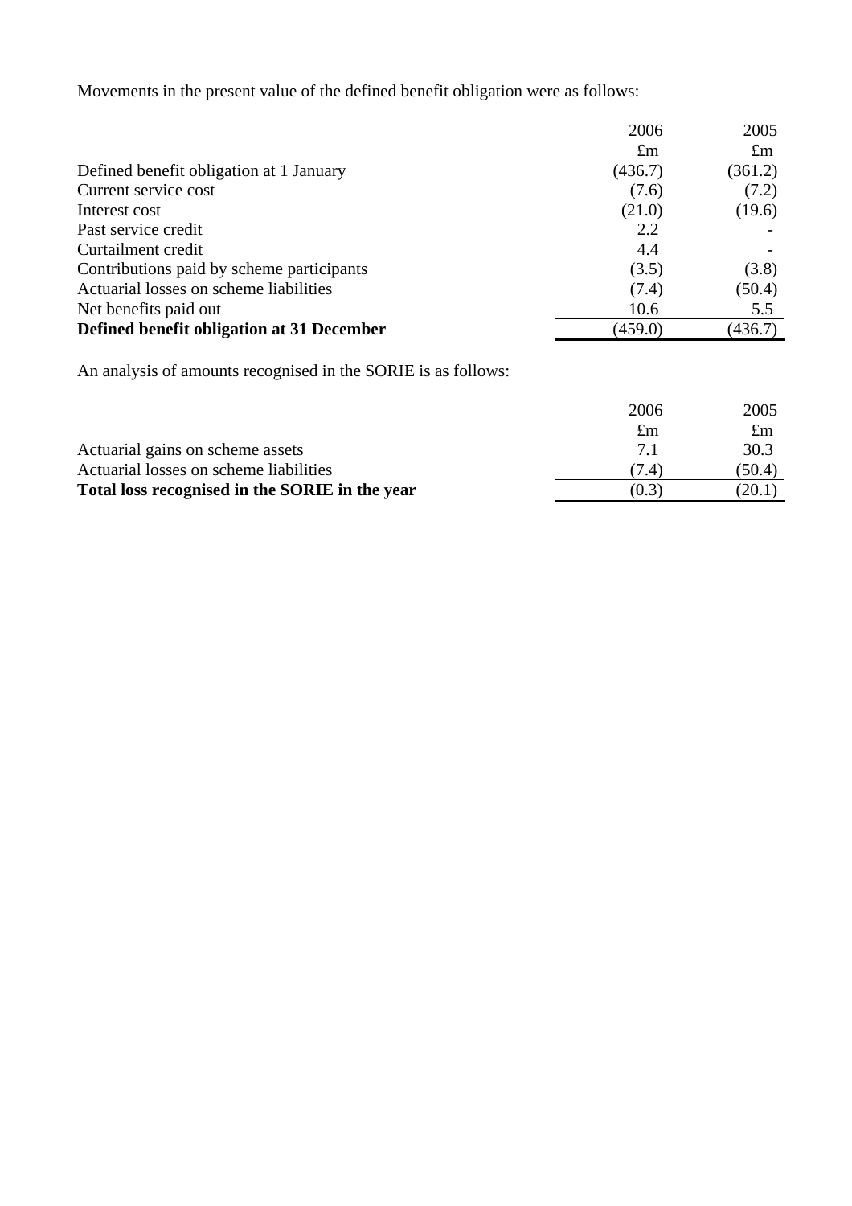Movements in the present value of the defined benefit obligation were as follows:

| | 2006 | 2005 |
|---|---|---|
| | £m | £m |
| Defined benefit obligation at 1 January | (436.7) | (361.2) |
| Current service cost | (7.6) | (7.2) |
| Interest cost | (21.0) | (19.6) |
| Past service credit | 2.2 | - |
| Curtailment credit | 4.4 | - |
| Contributions paid by scheme participants | (3.5) | (3.8) |
| Actuarial losses on scheme liabilities | (7.4) | (50.4) |
| Net benefits paid out | 10.6 | 5.5 |
| **Defined benefit obligation at 31 December** | (459.0) | (436.7) |

An analysis of amounts recognised in the SORIE is as follows:

| | 2006 | 2005 |
|---|---|---|
| | £m | £m |
| Actuarial gains on scheme assets | 7.1 | 30.3 |
| Actuarial losses on scheme liabilities | (7.4) | (50.4) |
| **Total loss recognised in the SORIE in the year** | (0.3) | (20.1) |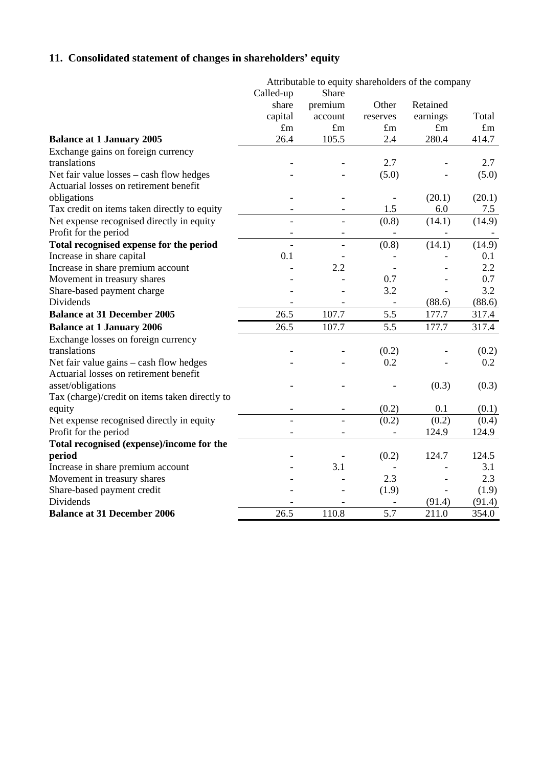## 11. Consolidated statement of changes in shareholders' equity

| | Attributable to equity shareholders of the company | | | | |
|---|---|---|---|---|---|
| | Called-up share capital | Share premium account | Other reserves | Retained earnings | Total |
| | £m | £m | £m | £m | £m |
| **Balance at 1 January 2005** | 26.4 | 105.5 | 2.4 | 280.4 | 414.7 |
| Exchange gains on foreign currency translations | - | - | 2.7 | - | 2.7 |
| Net fair value losses – cash flow hedges | - | - | (5.0) | - | (5.0) |
| Actuarial losses on retirement benefit obligations | - | - | - | (20.1) | (20.1) |
| Tax credit on items taken directly to equity | - | - | 1.5 | 6.0 | 7.5 |
| Net expense recognised directly in equity | - | - | (0.8) | (14.1) | (14.9) |
| Profit for the period | - | - | - | - | - |
| **Total recognised expense for the period** | - | - | (0.8) | (14.1) | (14.9) |
| Increase in share capital | 0.1 | - | - | - | 0.1 |
| Increase in share premium account | - | 2.2 | - | - | 2.2 |
| Movement in treasury shares | - | - | 0.7 | - | 0.7 |
| Share-based payment charge | - | - | 3.2 | - | 3.2 |
| Dividends | - | - | - | (88.6) | (88.6) |
| **Balance at 31 December 2005** | 26.5 | 107.7 | 5.5 | 177.7 | 317.4 |
| **Balance at 1 January 2006** | 26.5 | 107.7 | 5.5 | 177.7 | 317.4 |
| Exchange losses on foreign currency translations | - | - | (0.2) | - | (0.2) |
| Net fair value gains – cash flow hedges | - | - | 0.2 | - | 0.2 |
| Actuarial losses on retirement benefit asset/obligations | - | - | - | (0.3) | (0.3) |
| Tax (charge)/credit on items taken directly to equity | - | - | (0.2) | 0.1 | (0.1) |
| Net expense recognised directly in equity | - | - | (0.2) | (0.2) | (0.4) |
| Profit for the period | - | - | - | 124.9 | 124.9 |
| **Total recognised (expense)/income for the period** | - | - | (0.2) | 124.7 | 124.5 |
| Increase in share premium account | - | 3.1 | - | - | 3.1 |
| Movement in treasury shares | - | - | 2.3 | - | 2.3 |
| Share-based payment credit | - | - | (1.9) | - | (1.9) |
| Dividends | - | - | - | (91.4) | (91.4) |
| **Balance at 31 December 2006** | 26.5 | 110.8 | 5.7 | 211.0 | 354.0 |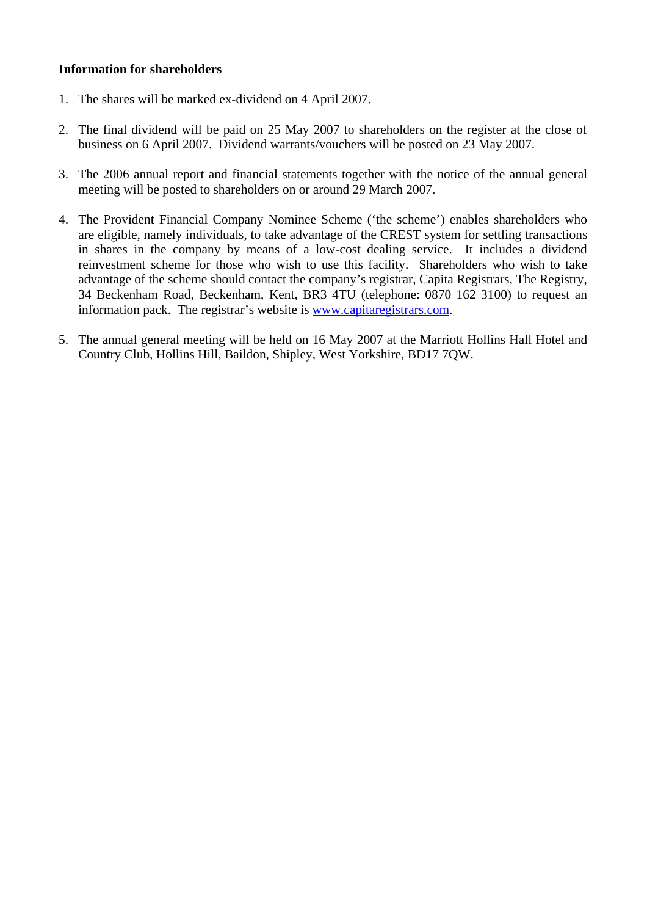**Information for shareholders**

1. The shares will be marked ex-dividend on 4 April 2007.

2. The final dividend will be paid on 25 May 2007 to shareholders on the register at the close of business on 6 April 2007. Dividend warrants/vouchers will be posted on 23 May 2007.

3. The 2006 annual report and financial statements together with the notice of the annual general meeting will be posted to shareholders on or around 29 March 2007.

4. The Provident Financial Company Nominee Scheme ('the scheme') enables shareholders who are eligible, namely individuals, to take advantage of the CREST system for settling transactions in shares in the company by means of a low-cost dealing service. It includes a dividend reinvestment scheme for those who wish to use this facility. Shareholders who wish to take advantage of the scheme should contact the company's registrar, Capita Registrars, The Registry, 34 Beckenham Road, Beckenham, Kent, BR3 4TU (telephone: 0870 162 3100) to request an information pack. The registrar's website is [www.capitaregistrars.com](http://www.capitaregistrars.com).

5. The annual general meeting will be held on 16 May 2007 at the Marriott Hollins Hall Hotel and Country Club, Hollins Hill, Baildon, Shipley, West Yorkshire, BD17 7QW.